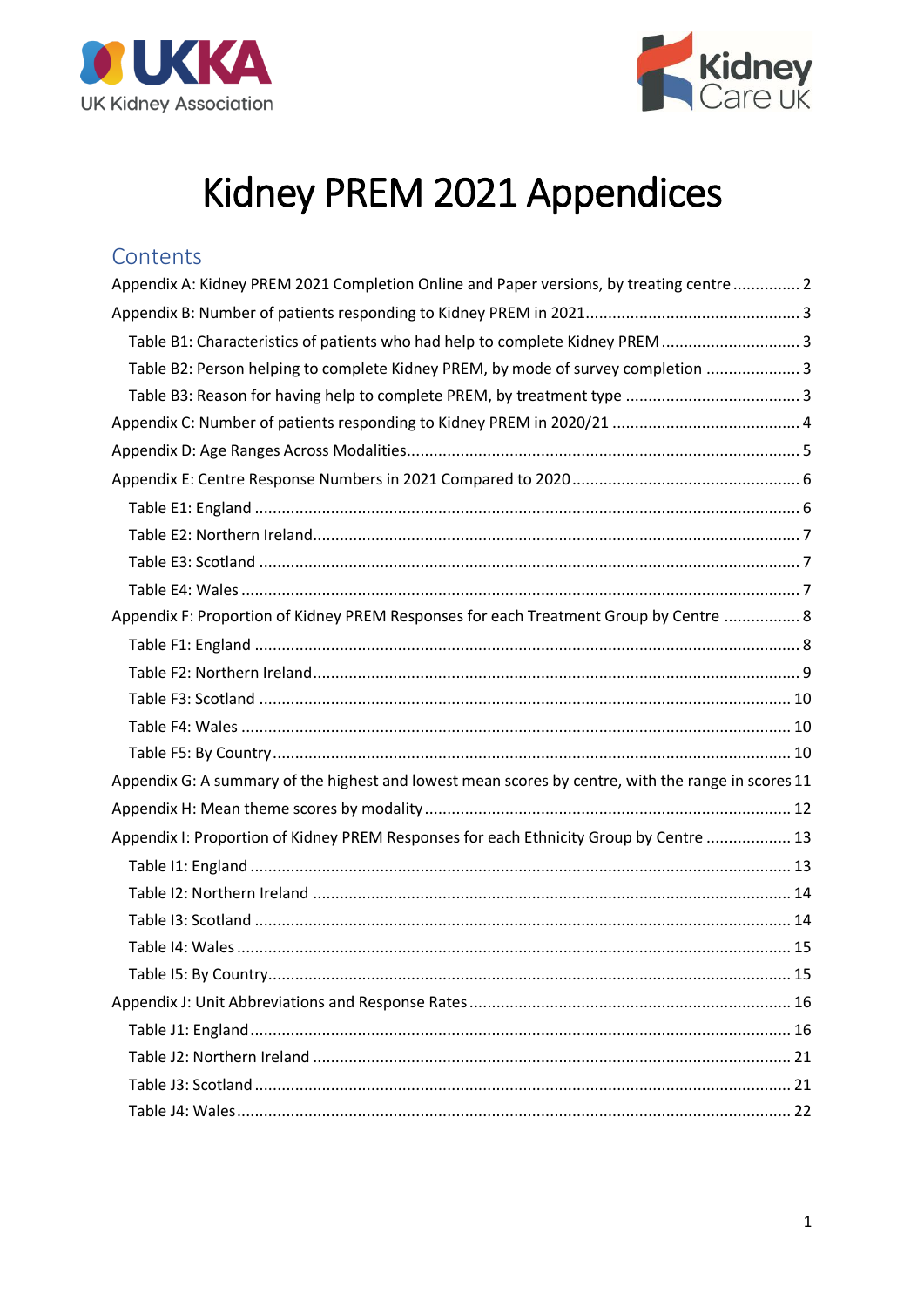UKKA UK Kidney Association

Kidney Care UK

# Kidney PREM 2021 Appendices

## Contents

- Appendix A: Kidney PREM 2021 Completion Online and Paper versions, by treating centre ............... 2
- Appendix B: Number of patients responding to Kidney PREM in 2021 ............... 3
  - Table B1: Characteristics of patients who had help to complete Kidney PREM ............... 3
  - Table B2: Person helping to complete Kidney PREM, by mode of survey completion ............... 3
  - Table B3: Reason for having help to complete PREM, by treatment type ............... 3
- Appendix C: Number of patients responding to Kidney PREM in 2020/21 ............... 4
- Appendix D: Age Ranges Across Modalities ............... 5
- Appendix E: Centre Response Numbers in 2021 Compared to 2020 ............... 6
  - Table E1: England ............... 6
  - Table E2: Northern Ireland ............... 7
  - Table E3: Scotland ............... 7
  - Table E4: Wales ............... 7
- Appendix F: Proportion of Kidney PREM Responses for each Treatment Group by Centre ............... 8
  - Table F1: England ............... 8
  - Table F2: Northern Ireland ............... 9
  - Table F3: Scotland ............... 10
  - Table F4: Wales ............... 10
  - Table F5: By Country ............... 10
- Appendix G: A summary of the highest and lowest mean scores by centre, with the range in scores 11
- Appendix H: Mean theme scores by modality ............... 12
- Appendix I: Proportion of Kidney PREM Responses for each Ethnicity Group by Centre ............... 13
  - Table I1: England ............... 13
  - Table I2: Northern Ireland ............... 14
  - Table I3: Scotland ............... 14
  - Table I4: Wales ............... 15
  - Table I5: By Country ............... 15
- Appendix J: Unit Abbreviations and Response Rates ............... 16
  - Table J1: England ............... 16
  - Table J2: Northern Ireland ............... 21
  - Table J3: Scotland ............... 21
  - Table J4: Wales ............... 22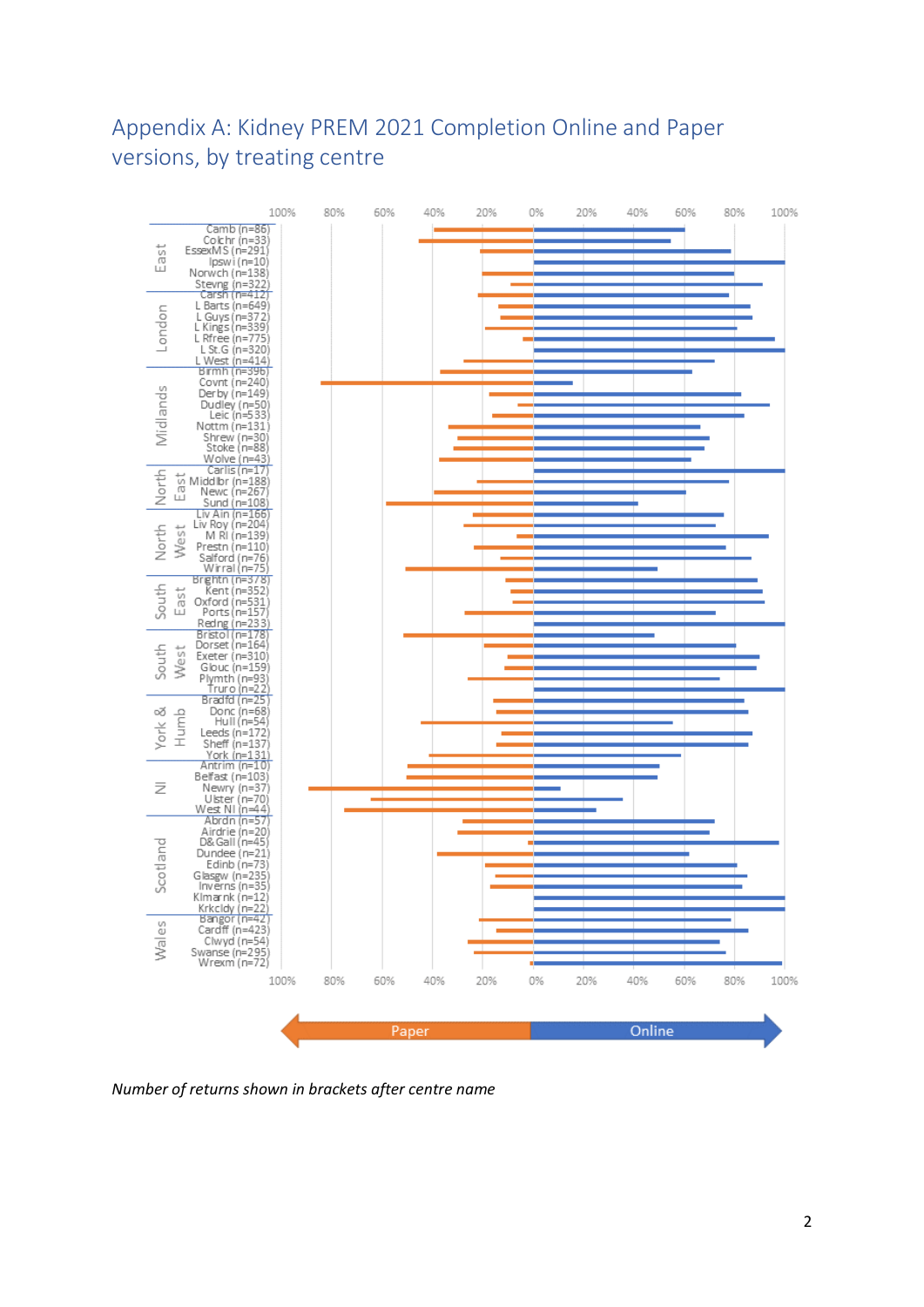## Appendix A: Kidney PREM 2021 Completion Online and Paper versions, by treating centre

*Number of returns shown in brackets after centre name*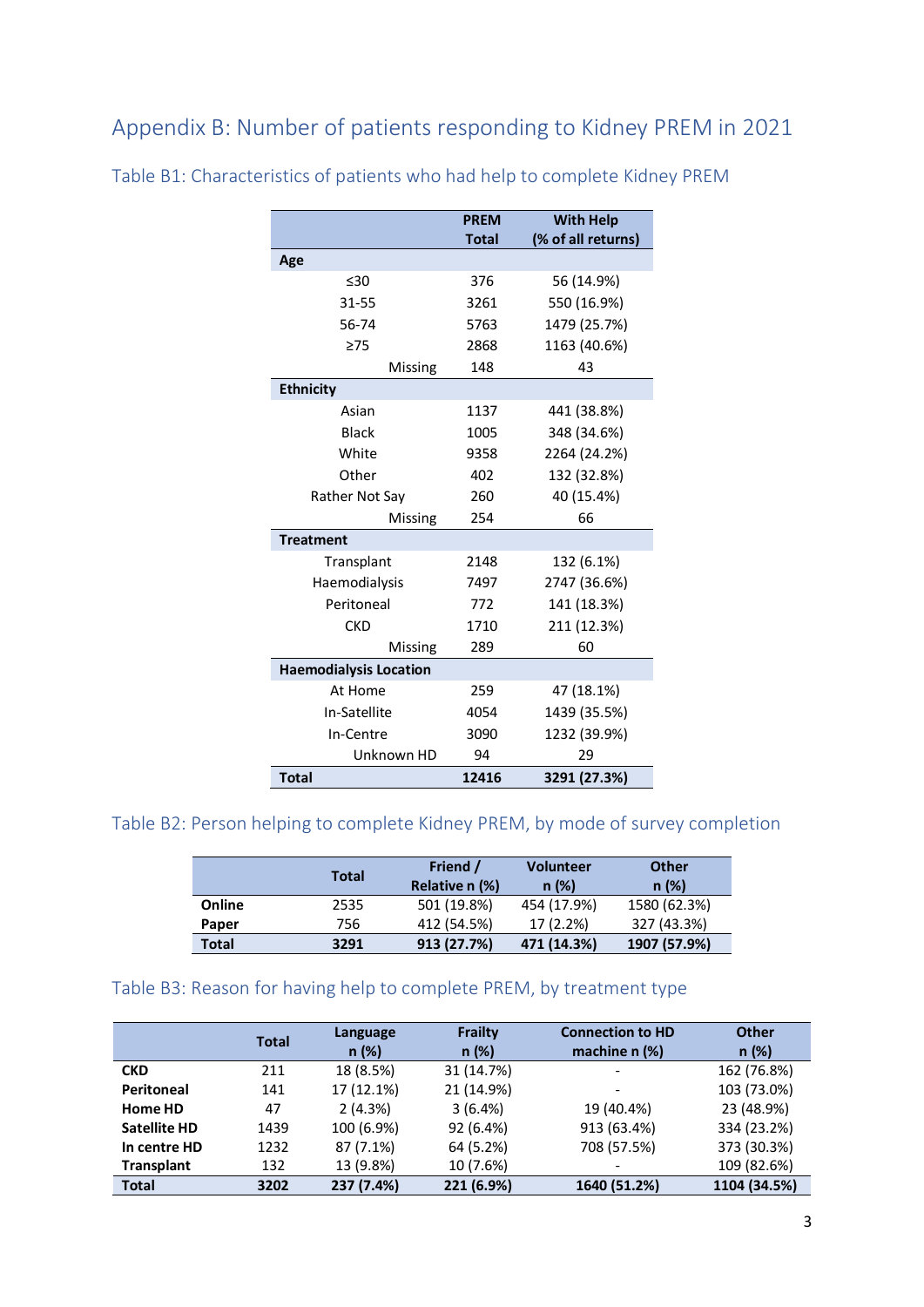## Appendix B: Number of patients responding to Kidney PREM in 2021

### Table B1: Characteristics of patients who had help to complete Kidney PREM

| | PREM Total | With Help (% of all returns) |
|---|---|---|
| **Age** | | |
| ≤30 | 376 | 56 (14.9%) |
| 31-55 | 3261 | 550 (16.9%) |
| 56-74 | 5763 | 1479 (25.7%) |
| ≥75 | 2868 | 1163 (40.6%) |
| Missing | 148 | 43 |
| **Ethnicity** | | |
| Asian | 1137 | 441 (38.8%) |
| Black | 1005 | 348 (34.6%) |
| White | 9358 | 2264 (24.2%) |
| Other | 402 | 132 (32.8%) |
| Rather Not Say | 260 | 40 (15.4%) |
| Missing | 254 | 66 |
| **Treatment** | | |
| Transplant | 2148 | 132 (6.1%) |
| Haemodialysis | 7497 | 2747 (36.6%) |
| Peritoneal | 772 | 141 (18.3%) |
| CKD | 1710 | 211 (12.3%) |
| Missing | 289 | 60 |
| **Haemodialysis Location** | | |
| At Home | 259 | 47 (18.1%) |
| In-Satellite | 4054 | 1439 (35.5%) |
| In-Centre | 3090 | 1232 (39.9%) |
| Unknown HD | 94 | 29 |
| **Total** | **12416** | **3291 (27.3%)** |

### Table B2: Person helping to complete Kidney PREM, by mode of survey completion

| | Total | Friend / Relative n (%) | Volunteer n (%) | Other n (%) |
|---|---|---|---|---|
| **Online** | 2535 | 501 (19.8%) | 454 (17.9%) | 1580 (62.3%) |
| **Paper** | 756 | 412 (54.5%) | 17 (2.2%) | 327 (43.3%) |
| **Total** | **3291** | **913 (27.7%)** | **471 (14.3%)** | **1907 (57.9%)** |

### Table B3: Reason for having help to complete PREM, by treatment type

| | Total | Language n (%) | Frailty n (%) | Connection to HD machine n (%) | Other n (%) |
|---|---|---|---|---|---|
| **CKD** | 211 | 18 (8.5%) | 31 (14.7%) | - | 162 (76.8%) |
| **Peritoneal** | 141 | 17 (12.1%) | 21 (14.9%) | - | 103 (73.0%) |
| **Home HD** | 47 | 2 (4.3%) | 3 (6.4%) | 19 (40.4%) | 23 (48.9%) |
| **Satellite HD** | 1439 | 100 (6.9%) | 92 (6.4%) | 913 (63.4%) | 334 (23.2%) |
| **In centre HD** | 1232 | 87 (7.1%) | 64 (5.2%) | 708 (57.5%) | 373 (30.3%) |
| **Transplant** | 132 | 13 (9.8%) | 10 (7.6%) | - | 109 (82.6%) |
| **Total** | **3202** | **237 (7.4%)** | **221 (6.9%)** | **1640 (51.2%)** | **1104 (34.5%)** |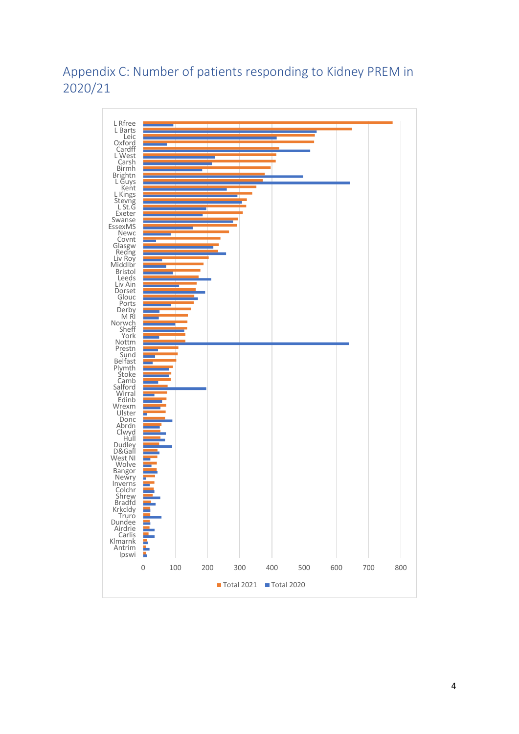# Appendix C: Number of patients responding to Kidney PREM in 2020/21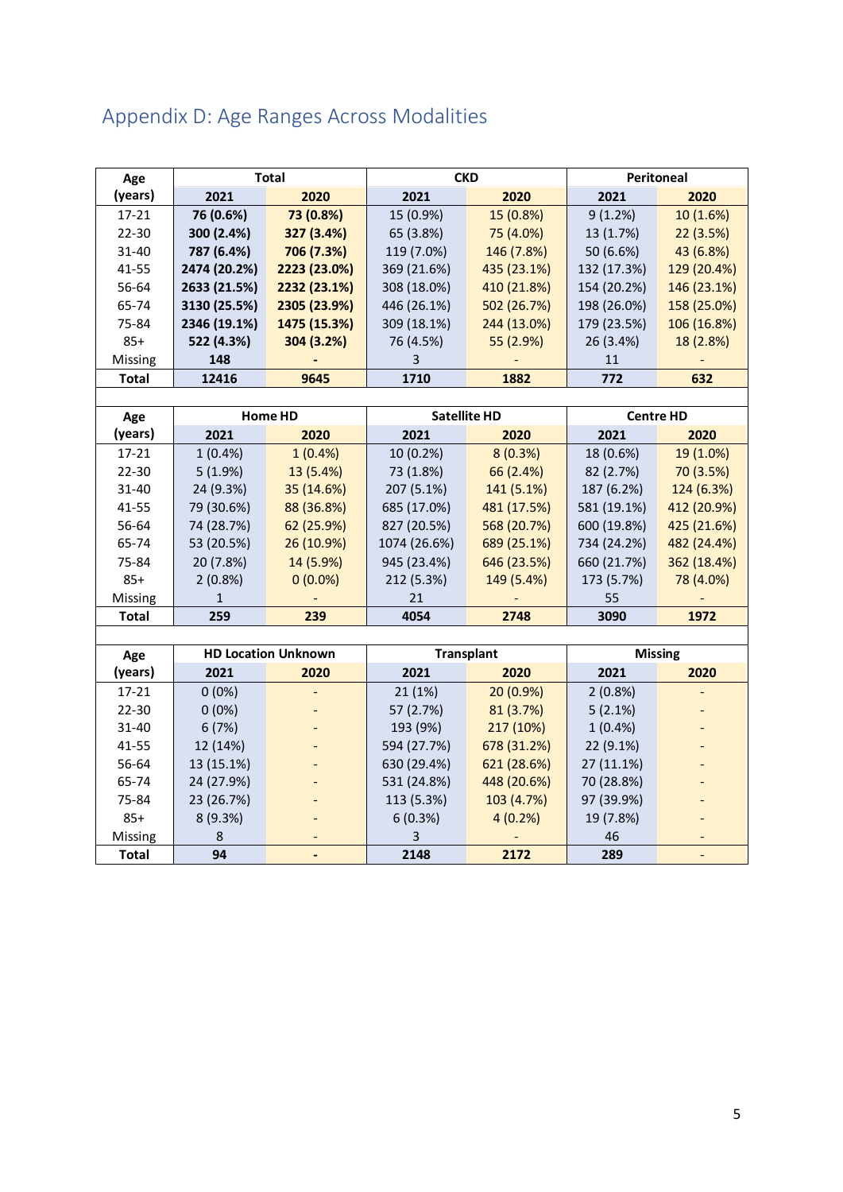## Appendix D: Age Ranges Across Modalities

| Age (years) | Total | | CKD | | Peritoneal | |
|---|---|---|---|---|---|---|
| | 2021 | 2020 | 2021 | 2020 | 2021 | 2020 |
| 17-21 | **76 (0.6%)** | **73 (0.8%)** | 15 (0.9%) | 15 (0.8%) | 9 (1.2%) | 10 (1.6%) |
| 22-30 | **300 (2.4%)** | **327 (3.4%)** | 65 (3.8%) | 75 (4.0%) | 13 (1.7%) | 22 (3.5%) |
| 31-40 | **787 (6.4%)** | **706 (7.3%)** | 119 (7.0%) | 146 (7.8%) | 50 (6.6%) | 43 (6.8%) |
| 41-55 | **2474 (20.2%)** | **2223 (23.0%)** | 369 (21.6%) | 435 (23.1%) | 132 (17.3%) | 129 (20.4%) |
| 56-64 | **2633 (21.5%)** | **2232 (23.1%)** | 308 (18.0%) | 410 (21.8%) | 154 (20.2%) | 146 (23.1%) |
| 65-74 | **3130 (25.5%)** | **2305 (23.9%)** | 446 (26.1%) | 502 (26.7%) | 198 (26.0%) | 158 (25.0%) |
| 75-84 | **2346 (19.1%)** | **1475 (15.3%)** | 309 (18.1%) | 244 (13.0%) | 179 (23.5%) | 106 (16.8%) |
| 85+ | **522 (4.3%)** | **304 (3.2%)** | 76 (4.5%) | 55 (2.9%) | 26 (3.4%) | 18 (2.8%) |
| Missing | **148** | **-** | 3 | - | 11 | - |
| **Total** | **12416** | **9645** | **1710** | **1882** | **772** | **632** |

| Age (years) | Home HD | | Satellite HD | | Centre HD | |
|---|---|---|---|---|---|---|
| | 2021 | 2020 | 2021 | 2020 | 2021 | 2020 |
| 17-21 | 1 (0.4%) | 1 (0.4%) | 10 (0.2%) | 8 (0.3%) | 18 (0.6%) | 19 (1.0%) |
| 22-30 | 5 (1.9%) | 13 (5.4%) | 73 (1.8%) | 66 (2.4%) | 82 (2.7%) | 70 (3.5%) |
| 31-40 | 24 (9.3%) | 35 (14.6%) | 207 (5.1%) | 141 (5.1%) | 187 (6.2%) | 124 (6.3%) |
| 41-55 | 79 (30.6%) | 88 (36.8%) | 685 (17.0%) | 481 (17.5%) | 581 (19.1%) | 412 (20.9%) |
| 56-64 | 74 (28.7%) | 62 (25.9%) | 827 (20.5%) | 568 (20.7%) | 600 (19.8%) | 425 (21.6%) |
| 65-74 | 53 (20.5%) | 26 (10.9%) | 1074 (26.6%) | 689 (25.1%) | 734 (24.2%) | 482 (24.4%) |
| 75-84 | 20 (7.8%) | 14 (5.9%) | 945 (23.4%) | 646 (23.5%) | 660 (21.7%) | 362 (18.4%) |
| 85+ | 2 (0.8%) | 0 (0.0%) | 212 (5.3%) | 149 (5.4%) | 173 (5.7%) | 78 (4.0%) |
| Missing | 1 | - | 21 | - | 55 | - |
| **Total** | **259** | **239** | **4054** | **2748** | **3090** | **1972** |

| Age (years) | HD Location Unknown | | Transplant | | Missing | |
|---|---|---|---|---|---|---|
| | 2021 | 2020 | 2021 | 2020 | 2021 | 2020 |
| 17-21 | 0 (0%) | - | 21 (1%) | 20 (0.9%) | 2 (0.8%) | - |
| 22-30 | 0 (0%) | - | 57 (2.7%) | 81 (3.7%) | 5 (2.1%) | - |
| 31-40 | 6 (7%) | - | 193 (9%) | 217 (10%) | 1 (0.4%) | - |
| 41-55 | 12 (14%) | - | 594 (27.7%) | 678 (31.2%) | 22 (9.1%) | - |
| 56-64 | 13 (15.1%) | - | 630 (29.4%) | 621 (28.6%) | 27 (11.1%) | - |
| 65-74 | 24 (27.9%) | - | 531 (24.8%) | 448 (20.6%) | 70 (28.8%) | - |
| 75-84 | 23 (26.7%) | - | 113 (5.3%) | 103 (4.7%) | 97 (39.9%) | - |
| 85+ | 8 (9.3%) | - | 6 (0.3%) | 4 (0.2%) | 19 (7.8%) | - |
| Missing | 8 | - | 3 | - | 46 | - |
| **Total** | **94** | **-** | **2148** | **2172** | **289** | **-** |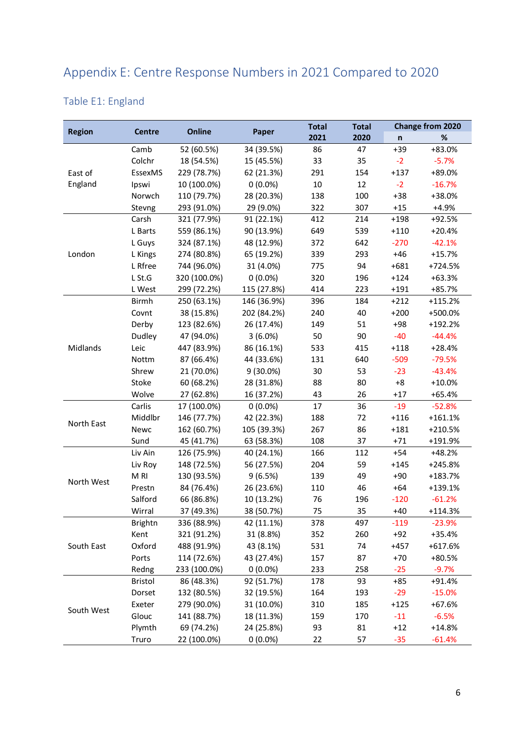## Appendix E: Centre Response Numbers in 2021 Compared to 2020

### Table E1: England

| Region | Centre | Online | Paper | Total 2021 | Total 2020 | Change from 2020 | |
|---|---|---|---|---|---|---|---|
| | | | | | | n | % |
| East of England | Camb | 52 (60.5%) | 34 (39.5%) | 86 | 47 | +39 | +83.0% |
| | Colchr | 18 (54.5%) | 15 (45.5%) | 33 | 35 | -2 | -5.7% |
| | EssexMS | 229 (78.7%) | 62 (21.3%) | 291 | 154 | +137 | +89.0% |
| | Ipswi | 10 (100.0%) | 0 (0.0%) | 10 | 12 | -2 | -16.7% |
| | Norwch | 110 (79.7%) | 28 (20.3%) | 138 | 100 | +38 | +38.0% |
| | Stevng | 293 (91.0%) | 29 (9.0%) | 322 | 307 | +15 | +4.9% |
| London | Carsh | 321 (77.9%) | 91 (22.1%) | 412 | 214 | +198 | +92.5% |
| | L Barts | 559 (86.1%) | 90 (13.9%) | 649 | 539 | +110 | +20.4% |
| | L Guys | 324 (87.1%) | 48 (12.9%) | 372 | 642 | -270 | -42.1% |
| | L Kings | 274 (80.8%) | 65 (19.2%) | 339 | 293 | +46 | +15.7% |
| | L Rfree | 744 (96.0%) | 31 (4.0%) | 775 | 94 | +681 | +724.5% |
| | L St.G | 320 (100.0%) | 0 (0.0%) | 320 | 196 | +124 | +63.3% |
| | L West | 299 (72.2%) | 115 (27.8%) | 414 | 223 | +191 | +85.7% |
| Midlands | Birmh | 250 (63.1%) | 146 (36.9%) | 396 | 184 | +212 | +115.2% |
| | Covnt | 38 (15.8%) | 202 (84.2%) | 240 | 40 | +200 | +500.0% |
| | Derby | 123 (82.6%) | 26 (17.4%) | 149 | 51 | +98 | +192.2% |
| | Dudley | 47 (94.0%) | 3 (6.0%) | 50 | 90 | -40 | -44.4% |
| | Leic | 447 (83.9%) | 86 (16.1%) | 533 | 415 | +118 | +28.4% |
| | Nottm | 87 (66.4%) | 44 (33.6%) | 131 | 640 | -509 | -79.5% |
| | Shrew | 21 (70.0%) | 9 (30.0%) | 30 | 53 | -23 | -43.4% |
| | Stoke | 60 (68.2%) | 28 (31.8%) | 88 | 80 | +8 | +10.0% |
| | Wolve | 27 (62.8%) | 16 (37.2%) | 43 | 26 | +17 | +65.4% |
| North East | Carlis | 17 (100.0%) | 0 (0.0%) | 17 | 36 | -19 | -52.8% |
| | Middlbr | 146 (77.7%) | 42 (22.3%) | 188 | 72 | +116 | +161.1% |
| | Newc | 162 (60.7%) | 105 (39.3%) | 267 | 86 | +181 | +210.5% |
| | Sund | 45 (41.7%) | 63 (58.3%) | 108 | 37 | +71 | +191.9% |
| North West | Liv Ain | 126 (75.9%) | 40 (24.1%) | 166 | 112 | +54 | +48.2% |
| | Liv Roy | 148 (72.5%) | 56 (27.5%) | 204 | 59 | +145 | +245.8% |
| | M RI | 130 (93.5%) | 9 (6.5%) | 139 | 49 | +90 | +183.7% |
| | Prestn | 84 (76.4%) | 26 (23.6%) | 110 | 46 | +64 | +139.1% |
| | Salford | 66 (86.8%) | 10 (13.2%) | 76 | 196 | -120 | -61.2% |
| | Wirral | 37 (49.3%) | 38 (50.7%) | 75 | 35 | +40 | +114.3% |
| South East | Brightn | 336 (88.9%) | 42 (11.1%) | 378 | 497 | -119 | -23.9% |
| | Kent | 321 (91.2%) | 31 (8.8%) | 352 | 260 | +92 | +35.4% |
| | Oxford | 488 (91.9%) | 43 (8.1%) | 531 | 74 | +457 | +617.6% |
| | Ports | 114 (72.6%) | 43 (27.4%) | 157 | 87 | +70 | +80.5% |
| | Redng | 233 (100.0%) | 0 (0.0%) | 233 | 258 | -25 | -9.7% |
| South West | Bristol | 86 (48.3%) | 92 (51.7%) | 178 | 93 | +85 | +91.4% |
| | Dorset | 132 (80.5%) | 32 (19.5%) | 164 | 193 | -29 | -15.0% |
| | Exeter | 279 (90.0%) | 31 (10.0%) | 310 | 185 | +125 | +67.6% |
| | Glouc | 141 (88.7%) | 18 (11.3%) | 159 | 170 | -11 | -6.5% |
| | Plymth | 69 (74.2%) | 24 (25.8%) | 93 | 81 | +12 | +14.8% |
| | Truro | 22 (100.0%) | 0 (0.0%) | 22 | 57 | -35 | -61.4% |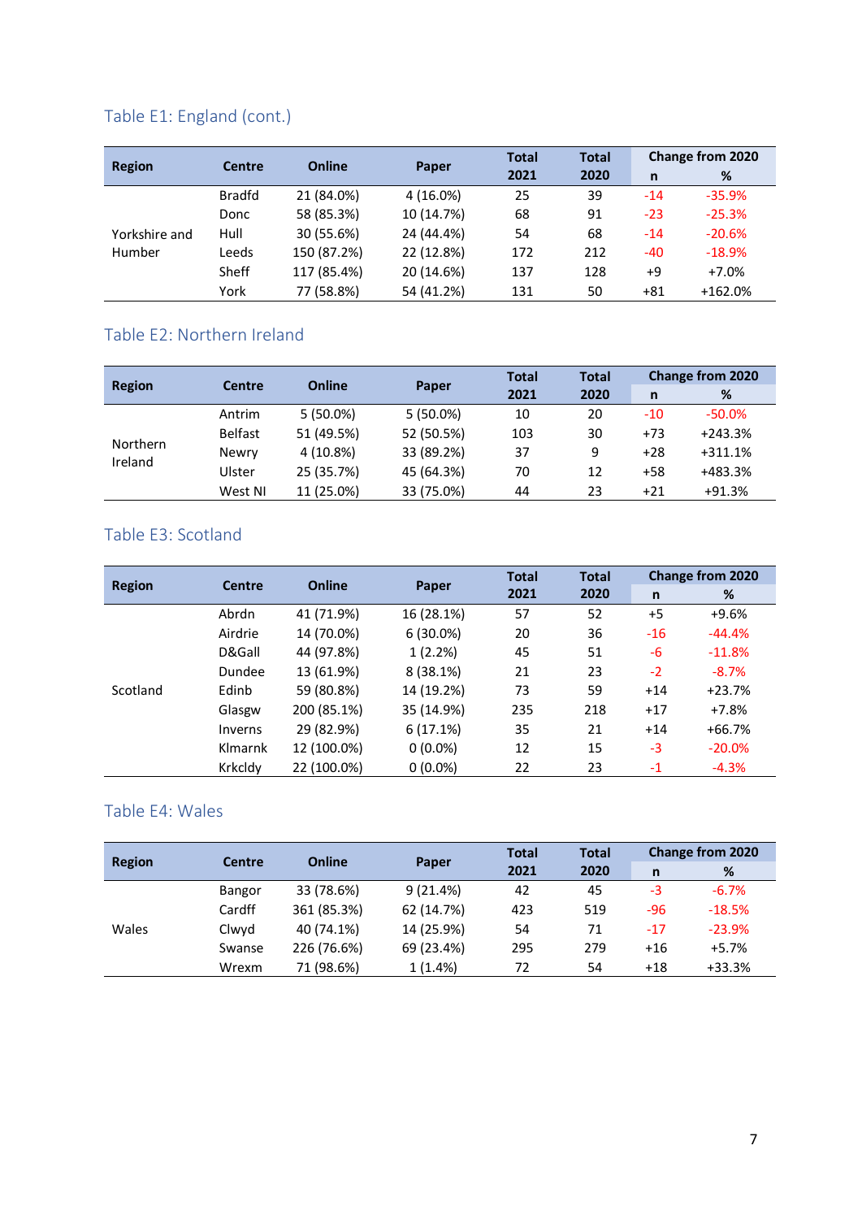## Table E1: England (cont.)

| Region | Centre | Online | Paper | Total 2021 | Total 2020 | Change from 2020 | |
|---|---|---|---|---|---|---|---|
| | | | | | | n | % |
| Yorkshire and Humber | Bradfd | 21 (84.0%) | 4 (16.0%) | 25 | 39 | -14 | -35.9% |
| | Donc | 58 (85.3%) | 10 (14.7%) | 68 | 91 | -23 | -25.3% |
| | Hull | 30 (55.6%) | 24 (44.4%) | 54 | 68 | -14 | -20.6% |
| | Leeds | 150 (87.2%) | 22 (12.8%) | 172 | 212 | -40 | -18.9% |
| | Sheff | 117 (85.4%) | 20 (14.6%) | 137 | 128 | +9 | +7.0% |
| | York | 77 (58.8%) | 54 (41.2%) | 131 | 50 | +81 | +162.0% |

## Table E2: Northern Ireland

| Region | Centre | Online | Paper | Total 2021 | Total 2020 | Change from 2020 | |
|---|---|---|---|---|---|---|---|
| | | | | | | n | % |
| Northern Ireland | Antrim | 5 (50.0%) | 5 (50.0%) | 10 | 20 | -10 | -50.0% |
| | Belfast | 51 (49.5%) | 52 (50.5%) | 103 | 30 | +73 | +243.3% |
| | Newry | 4 (10.8%) | 33 (89.2%) | 37 | 9 | +28 | +311.1% |
| | Ulster | 25 (35.7%) | 45 (64.3%) | 70 | 12 | +58 | +483.3% |
| | West NI | 11 (25.0%) | 33 (75.0%) | 44 | 23 | +21 | +91.3% |

## Table E3: Scotland

| Region | Centre | Online | Paper | Total 2021 | Total 2020 | Change from 2020 | |
|---|---|---|---|---|---|---|---|
| | | | | | | n | % |
| Scotland | Abrdn | 41 (71.9%) | 16 (28.1%) | 57 | 52 | +5 | +9.6% |
| | Airdrie | 14 (70.0%) | 6 (30.0%) | 20 | 36 | -16 | -44.4% |
| | D&Gall | 44 (97.8%) | 1 (2.2%) | 45 | 51 | -6 | -11.8% |
| | Dundee | 13 (61.9%) | 8 (38.1%) | 21 | 23 | -2 | -8.7% |
| | Edinb | 59 (80.8%) | 14 (19.2%) | 73 | 59 | +14 | +23.7% |
| | Glasgw | 200 (85.1%) | 35 (14.9%) | 235 | 218 | +17 | +7.8% |
| | Inverns | 29 (82.9%) | 6 (17.1%) | 35 | 21 | +14 | +66.7% |
| | Klmarnk | 12 (100.0%) | 0 (0.0%) | 12 | 15 | -3 | -20.0% |
| | Krkcldy | 22 (100.0%) | 0 (0.0%) | 22 | 23 | -1 | -4.3% |

## Table E4: Wales

| Region | Centre | Online | Paper | Total 2021 | Total 2020 | Change from 2020 | |
|---|---|---|---|---|---|---|---|
| | | | | | | n | % |
| Wales | Bangor | 33 (78.6%) | 9 (21.4%) | 42 | 45 | -3 | -6.7% |
| | Cardff | 361 (85.3%) | 62 (14.7%) | 423 | 519 | -96 | -18.5% |
| | Clwyd | 40 (74.1%) | 14 (25.9%) | 54 | 71 | -17 | -23.9% |
| | Swanse | 226 (76.6%) | 69 (23.4%) | 295 | 279 | +16 | +5.7% |
| | Wrexm | 71 (98.6%) | 1 (1.4%) | 72 | 54 | +18 | +33.3% |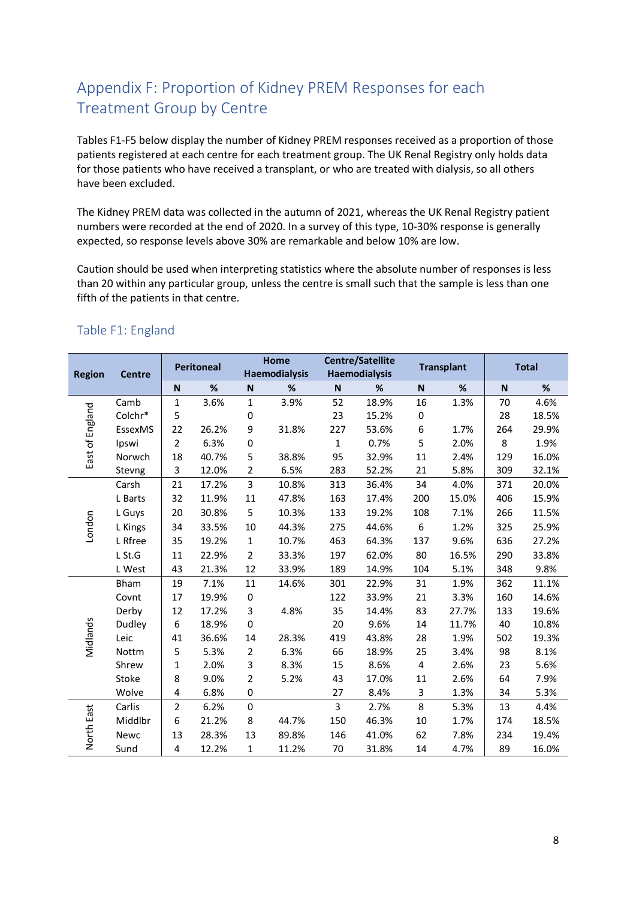## Appendix F: Proportion of Kidney PREM Responses for each Treatment Group by Centre

Tables F1-F5 below display the number of Kidney PREM responses received as a proportion of those patients registered at each centre for each treatment group. The UK Renal Registry only holds data for those patients who have received a transplant, or who are treated with dialysis, so all others have been excluded.

The Kidney PREM data was collected in the autumn of 2021, whereas the UK Renal Registry patient numbers were recorded at the end of 2020. In a survey of this type, 10-30% response is generally expected, so response levels above 30% are remarkable and below 10% are low.

Caution should be used when interpreting statistics where the absolute number of responses is less than 20 within any particular group, unless the centre is small such that the sample is less than one fifth of the patients in that centre.

### Table F1: England

| Region | Centre | Peritoneal | | Home Haemodialysis | | Centre/Satellite Haemodialysis | | Transplant | | Total | |
|---|---|---|---|---|---|---|---|---|---|---|---|
| | | N | % | N | % | N | % | N | % | N | % |
| East of England | Camb | 1 | 3.6% | 1 | 3.9% | 52 | 18.9% | 16 | 1.3% | 70 | 4.6% |
| | Colchr* | 5 | | 0 | | 23 | 15.2% | 0 | | 28 | 18.5% |
| | EssexMS | 22 | 26.2% | 9 | 31.8% | 227 | 53.6% | 6 | 1.7% | 264 | 29.9% |
| | Ipswi | 2 | 6.3% | 0 | | 1 | 0.7% | 5 | 2.0% | 8 | 1.9% |
| | Norwch | 18 | 40.7% | 5 | 38.8% | 95 | 32.9% | 11 | 2.4% | 129 | 16.0% |
| | Stevng | 3 | 12.0% | 2 | 6.5% | 283 | 52.2% | 21 | 5.8% | 309 | 32.1% |
| London | Carsh | 21 | 17.2% | 3 | 10.8% | 313 | 36.4% | 34 | 4.0% | 371 | 20.0% |
| | L Barts | 32 | 11.9% | 11 | 47.8% | 163 | 17.4% | 200 | 15.0% | 406 | 15.9% |
| | L Guys | 20 | 30.8% | 5 | 10.3% | 133 | 19.2% | 108 | 7.1% | 266 | 11.5% |
| | L Kings | 34 | 33.5% | 10 | 44.3% | 275 | 44.6% | 6 | 1.2% | 325 | 25.9% |
| | L Rfree | 35 | 19.2% | 1 | 10.7% | 463 | 64.3% | 137 | 9.6% | 636 | 27.2% |
| | L St.G | 11 | 22.9% | 2 | 33.3% | 197 | 62.0% | 80 | 16.5% | 290 | 33.8% |
| | L West | 43 | 21.3% | 12 | 33.9% | 189 | 14.9% | 104 | 5.1% | 348 | 9.8% |
| Midlands | Bham | 19 | 7.1% | 11 | 14.6% | 301 | 22.9% | 31 | 1.9% | 362 | 11.1% |
| | Covnt | 17 | 19.9% | 0 | | 122 | 33.9% | 21 | 3.3% | 160 | 14.6% |
| | Derby | 12 | 17.2% | 3 | 4.8% | 35 | 14.4% | 83 | 27.7% | 133 | 19.6% |
| | Dudley | 6 | 18.9% | 0 | | 20 | 9.6% | 14 | 11.7% | 40 | 10.8% |
| | Leic | 41 | 36.6% | 14 | 28.3% | 419 | 43.8% | 28 | 1.9% | 502 | 19.3% |
| | Nottm | 5 | 5.3% | 2 | 6.3% | 66 | 18.9% | 25 | 3.4% | 98 | 8.1% |
| | Shrew | 1 | 2.0% | 3 | 8.3% | 15 | 8.6% | 4 | 2.6% | 23 | 5.6% |
| | Stoke | 8 | 9.0% | 2 | 5.2% | 43 | 17.0% | 11 | 2.6% | 64 | 7.9% |
| | Wolve | 4 | 6.8% | 0 | | 27 | 8.4% | 3 | 1.3% | 34 | 5.3% |
| North East | Carlis | 2 | 6.2% | 0 | | 3 | 2.7% | 8 | 5.3% | 13 | 4.4% |
| | Middlbr | 6 | 21.2% | 8 | 44.7% | 150 | 46.3% | 10 | 1.7% | 174 | 18.5% |
| | Newc | 13 | 28.3% | 13 | 89.8% | 146 | 41.0% | 62 | 7.8% | 234 | 19.4% |
| | Sund | 4 | 12.2% | 1 | 11.2% | 70 | 31.8% | 14 | 4.7% | 89 | 16.0% |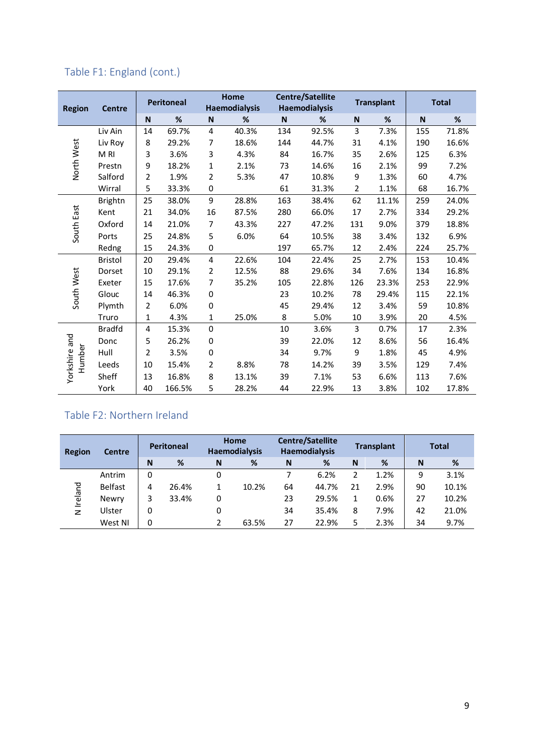## Table F1: England (cont.)

| Region | Centre | Peritoneal | | Home Haemodialysis | | Centre/Satellite Haemodialysis | | Transplant | | Total | |
|---|---|---|---|---|---|---|---|---|---|---|---|
| | | N | % | N | % | N | % | N | % | N | % |
| North West | Liv Ain | 14 | 69.7% | 4 | 40.3% | 134 | 92.5% | 3 | 7.3% | 155 | 71.8% |
| | Liv Roy | 8 | 29.2% | 7 | 18.6% | 144 | 44.7% | 31 | 4.1% | 190 | 16.6% |
| | M RI | 3 | 3.6% | 3 | 4.3% | 84 | 16.7% | 35 | 2.6% | 125 | 6.3% |
| | Prestn | 9 | 18.2% | 1 | 2.1% | 73 | 14.6% | 16 | 2.1% | 99 | 7.2% |
| | Salford | 2 | 1.9% | 2 | 5.3% | 47 | 10.8% | 9 | 1.3% | 60 | 4.7% |
| | Wirral | 5 | 33.3% | 0 | | 61 | 31.3% | 2 | 1.1% | 68 | 16.7% |
| South East | Brightn | 25 | 38.0% | 9 | 28.8% | 163 | 38.4% | 62 | 11.1% | 259 | 24.0% |
| | Kent | 21 | 34.0% | 16 | 87.5% | 280 | 66.0% | 17 | 2.7% | 334 | 29.2% |
| | Oxford | 14 | 21.0% | 7 | 43.3% | 227 | 47.2% | 131 | 9.0% | 379 | 18.8% |
| | Ports | 25 | 24.8% | 5 | 6.0% | 64 | 10.5% | 38 | 3.4% | 132 | 6.9% |
| | Redng | 15 | 24.3% | 0 | | 197 | 65.7% | 12 | 2.4% | 224 | 25.7% |
| South West | Bristol | 20 | 29.4% | 4 | 22.6% | 104 | 22.4% | 25 | 2.7% | 153 | 10.4% |
| | Dorset | 10 | 29.1% | 2 | 12.5% | 88 | 29.6% | 34 | 7.6% | 134 | 16.8% |
| | Exeter | 15 | 17.6% | 7 | 35.2% | 105 | 22.8% | 126 | 23.3% | 253 | 22.9% |
| | Glouc | 14 | 46.3% | 0 | | 23 | 10.2% | 78 | 29.4% | 115 | 22.1% |
| | Plymth | 2 | 6.0% | 0 | | 45 | 29.4% | 12 | 3.4% | 59 | 10.8% |
| | Truro | 1 | 4.3% | 1 | 25.0% | 8 | 5.0% | 10 | 3.9% | 20 | 4.5% |
| Yorkshire and Humber | Bradfd | 4 | 15.3% | 0 | | 10 | 3.6% | 3 | 0.7% | 17 | 2.3% |
| | Donc | 5 | 26.2% | 0 | | 39 | 22.0% | 12 | 8.6% | 56 | 16.4% |
| | Hull | 2 | 3.5% | 0 | | 34 | 9.7% | 9 | 1.8% | 45 | 4.9% |
| | Leeds | 10 | 15.4% | 2 | 8.8% | 78 | 14.2% | 39 | 3.5% | 129 | 7.4% |
| | Sheff | 13 | 16.8% | 8 | 13.1% | 39 | 7.1% | 53 | 6.6% | 113 | 7.6% |
| | York | 40 | 166.5% | 5 | 28.2% | 44 | 22.9% | 13 | 3.8% | 102 | 17.8% |

## Table F2: Northern Ireland

| Region | Centre | Peritoneal | | Home Haemodialysis | | Centre/Satellite Haemodialysis | | Transplant | | Total | |
|---|---|---|---|---|---|---|---|---|---|---|---|
| | | N | % | N | % | N | % | N | % | N | % |
| N Ireland | Antrim | 0 | | 0 | | 7 | 6.2% | 2 | 1.2% | 9 | 3.1% |
| | Belfast | 4 | 26.4% | 1 | 10.2% | 64 | 44.7% | 21 | 2.9% | 90 | 10.1% |
| | Newry | 3 | 33.4% | 0 | | 23 | 29.5% | 1 | 0.6% | 27 | 10.2% |
| | Ulster | 0 | | 0 | | 34 | 35.4% | 8 | 7.9% | 42 | 21.0% |
| | West NI | 0 | | 2 | 63.5% | 27 | 22.9% | 5 | 2.3% | 34 | 9.7% |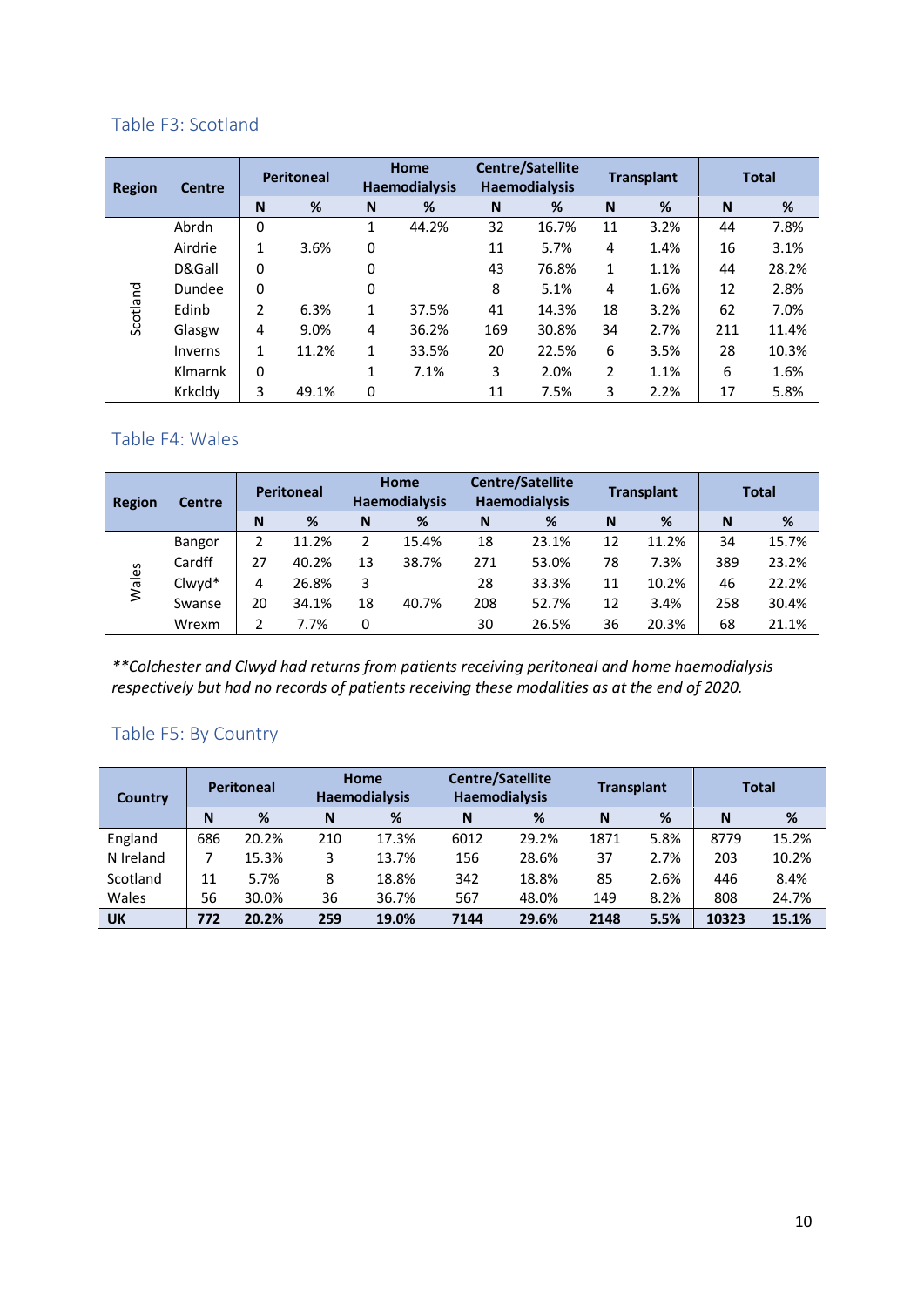## Table F3: Scotland

| Region | Centre | Peritoneal | | Home Haemodialysis | | Centre/Satellite Haemodialysis | | Transplant | | Total | |
|---|---|---|---|---|---|---|---|---|---|---|---|
| | | N | % | N | % | N | % | N | % | N | % |
| Scotland | Abrdn | 0 | | 1 | 44.2% | 32 | 16.7% | 11 | 3.2% | 44 | 7.8% |
| | Airdrie | 1 | 3.6% | 0 | | 11 | 5.7% | 4 | 1.4% | 16 | 3.1% |
| | D&Gall | 0 | | 0 | | 43 | 76.8% | 1 | 1.1% | 44 | 28.2% |
| | Dundee | 0 | | 0 | | 8 | 5.1% | 4 | 1.6% | 12 | 2.8% |
| | Edinb | 2 | 6.3% | 1 | 37.5% | 41 | 14.3% | 18 | 3.2% | 62 | 7.0% |
| | Glasgw | 4 | 9.0% | 4 | 36.2% | 169 | 30.8% | 34 | 2.7% | 211 | 11.4% |
| | Inverns | 1 | 11.2% | 1 | 33.5% | 20 | 22.5% | 6 | 3.5% | 28 | 10.3% |
| | Klmarnk | 0 | | 1 | 7.1% | 3 | 2.0% | 2 | 1.1% | 6 | 1.6% |
| | Krkcldy | 3 | 49.1% | 0 | | 11 | 7.5% | 3 | 2.2% | 17 | 5.8% |

## Table F4: Wales

| Region | Centre | Peritoneal | | Home Haemodialysis | | Centre/Satellite Haemodialysis | | Transplant | | Total | |
|---|---|---|---|---|---|---|---|---|---|---|---|
| | | N | % | N | % | N | % | N | % | N | % |
| Wales | Bangor | 2 | 11.2% | 2 | 15.4% | 18 | 23.1% | 12 | 11.2% | 34 | 15.7% |
| | Cardff | 27 | 40.2% | 13 | 38.7% | 271 | 53.0% | 78 | 7.3% | 389 | 23.2% |
| | Clwyd* | 4 | 26.8% | 3 | | 28 | 33.3% | 11 | 10.2% | 46 | 22.2% |
| | Swanse | 20 | 34.1% | 18 | 40.7% | 208 | 52.7% | 12 | 3.4% | 258 | 30.4% |
| | Wrexm | 2 | 7.7% | 0 | | 30 | 26.5% | 36 | 20.3% | 68 | 21.1% |

*\*\*Colchester and Clwyd had returns from patients receiving peritoneal and home haemodialysis respectively but had no records of patients receiving these modalities as at the end of 2020.*

## Table F5: By Country

| Country | Peritoneal | | Home Haemodialysis | | Centre/Satellite Haemodialysis | | Transplant | | Total | |
|---|---|---|---|---|---|---|---|---|---|---|
| | N | % | N | % | N | % | N | % | N | % |
| England | 686 | 20.2% | 210 | 17.3% | 6012 | 29.2% | 1871 | 5.8% | 8779 | 15.2% |
| N Ireland | 7 | 15.3% | 3 | 13.7% | 156 | 28.6% | 37 | 2.7% | 203 | 10.2% |
| Scotland | 11 | 5.7% | 8 | 18.8% | 342 | 18.8% | 85 | 2.6% | 446 | 8.4% |
| Wales | 56 | 30.0% | 36 | 36.7% | 567 | 48.0% | 149 | 8.2% | 808 | 24.7% |
| **UK** | **772** | **20.2%** | **259** | **19.0%** | **7144** | **29.6%** | **2148** | **5.5%** | **10323** | **15.1%** |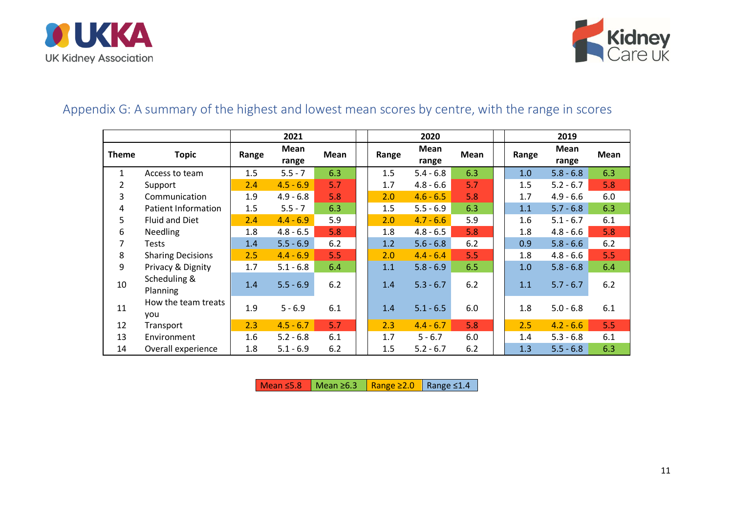## Appendix G: A summary of the highest and lowest mean scores by centre, with the range in scores

| Theme | Topic | 2021 | | | 2020 | | | 2019 | | |
|---|---|---|---|---|---|---|---|---|---|---|
| | | Range | Mean range | Mean | Range | Mean range | Mean | Range | Mean range | Mean |
| 1 | Access to team | 1.5 | 5.5 - 7 | 6.3 | 1.5 | 5.4 - 6.8 | 6.3 | 1.0 | 5.8 - 6.8 | 6.3 |
| 2 | Support | 2.4 | 4.5 - 6.9 | 5.7 | 1.7 | 4.8 - 6.6 | 5.7 | 1.5 | 5.2 - 6.7 | 5.8 |
| 3 | Communication | 1.9 | 4.9 - 6.8 | 5.8 | 2.0 | 4.6 - 6.5 | 5.8 | 1.7 | 4.9 - 6.6 | 6.0 |
| 4 | Patient Information | 1.5 | 5.5 - 7 | 6.3 | 1.5 | 5.5 - 6.9 | 6.3 | 1.1 | 5.7 - 6.8 | 6.3 |
| 5 | Fluid and Diet | 2.4 | 4.4 - 6.9 | 5.9 | 2.0 | 4.7 - 6.6 | 5.9 | 1.6 | 5.1 - 6.7 | 6.1 |
| 6 | Needling | 1.8 | 4.8 - 6.5 | 5.8 | 1.8 | 4.8 - 6.5 | 5.8 | 1.8 | 4.8 - 6.6 | 5.8 |
| 7 | Tests | 1.4 | 5.5 - 6.9 | 6.2 | 1.2 | 5.6 - 6.8 | 6.2 | 0.9 | 5.8 - 6.6 | 6.2 |
| 8 | Sharing Decisions | 2.5 | 4.4 - 6.9 | 5.5 | 2.0 | 4.4 - 6.4 | 5.5 | 1.8 | 4.8 - 6.6 | 5.5 |
| 9 | Privacy & Dignity | 1.7 | 5.1 - 6.8 | 6.4 | 1.1 | 5.8 - 6.9 | 6.5 | 1.0 | 5.8 - 6.8 | 6.4 |
| 10 | Scheduling & Planning | 1.4 | 5.5 - 6.9 | 6.2 | 1.4 | 5.3 - 6.7 | 6.2 | 1.1 | 5.7 - 6.7 | 6.2 |
| 11 | How the team treats you | 1.9 | 5 - 6.9 | 6.1 | 1.4 | 5.1 - 6.5 | 6.0 | 1.8 | 5.0 - 6.8 | 6.1 |
| 12 | Transport | 2.3 | 4.5 - 6.7 | 5.7 | 2.3 | 4.4 - 6.7 | 5.8 | 2.5 | 4.2 - 6.6 | 5.5 |
| 13 | Environment | 1.6 | 5.2 - 6.8 | 6.1 | 1.7 | 5 - 6.7 | 6.0 | 1.4 | 5.3 - 6.8 | 6.1 |
| 14 | Overall experience | 1.8 | 5.1 - 6.9 | 6.2 | 1.5 | 5.2 - 6.7 | 6.2 | 1.3 | 5.5 - 6.8 | 6.3 |

Mean ≤5.8 | Mean ≥6.3 | Range ≥2.0 | Range ≤1.4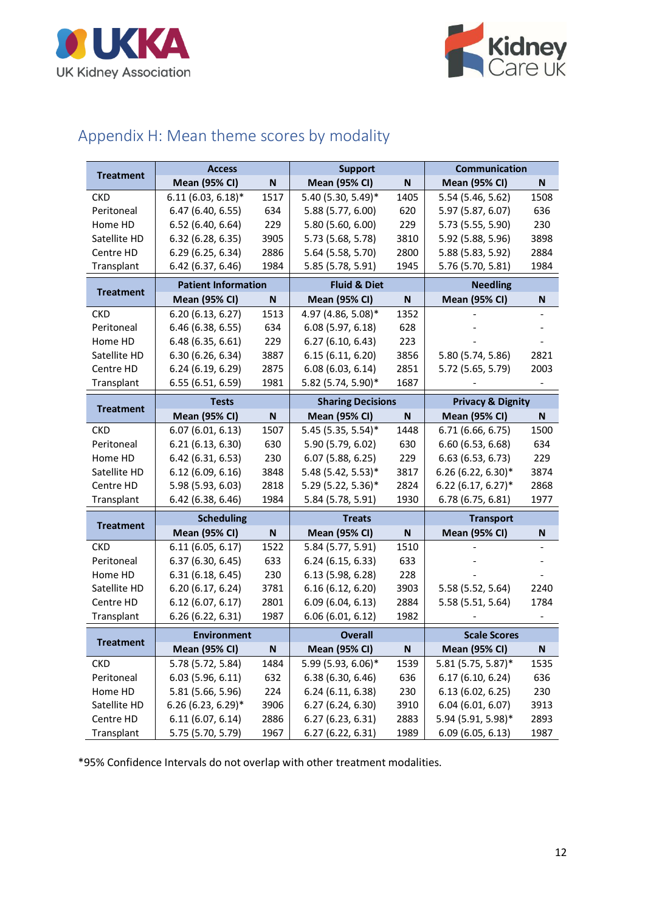## Appendix H: Mean theme scores by modality

| Treatment | Access | | Support | | Communication | |
|---|---|---|---|---|---|---|
| | Mean (95% CI) | N | Mean (95% CI) | N | Mean (95% CI) | N |
| CKD | 6.11 (6.03, 6.18)* | 1517 | 5.40 (5.30, 5.49)* | 1405 | 5.54 (5.46, 5.62) | 1508 |
| Peritoneal | 6.47 (6.40, 6.55) | 634 | 5.88 (5.77, 6.00) | 620 | 5.97 (5.87, 6.07) | 636 |
| Home HD | 6.52 (6.40, 6.64) | 229 | 5.80 (5.60, 6.00) | 229 | 5.73 (5.55, 5.90) | 230 |
| Satellite HD | 6.32 (6.28, 6.35) | 3905 | 5.73 (5.68, 5.78) | 3810 | 5.92 (5.88, 5.96) | 3898 |
| Centre HD | 6.29 (6.25, 6.34) | 2886 | 5.64 (5.58, 5.70) | 2800 | 5.88 (5.83, 5.92) | 2884 |
| Transplant | 6.42 (6.37, 6.46) | 1984 | 5.85 (5.78, 5.91) | 1945 | 5.76 (5.70, 5.81) | 1984 |

| Treatment | Patient Information | | Fluid & Diet | | Needling | |
|---|---|---|---|---|---|---|
| | Mean (95% CI) | N | Mean (95% CI) | N | Mean (95% CI) | N |
| CKD | 6.20 (6.13, 6.27) | 1513 | 4.97 (4.86, 5.08)* | 1352 | - | - |
| Peritoneal | 6.46 (6.38, 6.55) | 634 | 6.08 (5.97, 6.18) | 628 | - | - |
| Home HD | 6.48 (6.35, 6.61) | 229 | 6.27 (6.10, 6.43) | 223 | - | - |
| Satellite HD | 6.30 (6.26, 6.34) | 3887 | 6.15 (6.11, 6.20) | 3856 | 5.80 (5.74, 5.86) | 2821 |
| Centre HD | 6.24 (6.19, 6.29) | 2875 | 6.08 (6.03, 6.14) | 2851 | 5.72 (5.65, 5.79) | 2003 |
| Transplant | 6.55 (6.51, 6.59) | 1981 | 5.82 (5.74, 5.90)* | 1687 | - | - |

| Treatment | Tests | | Sharing Decisions | | Privacy & Dignity | |
|---|---|---|---|---|---|---|
| | Mean (95% CI) | N | Mean (95% CI) | N | Mean (95% CI) | N |
| CKD | 6.07 (6.01, 6.13) | 1507 | 5.45 (5.35, 5.54)* | 1448 | 6.71 (6.66, 6.75) | 1500 |
| Peritoneal | 6.21 (6.13, 6.30) | 630 | 5.90 (5.79, 6.02) | 630 | 6.60 (6.53, 6.68) | 634 |
| Home HD | 6.42 (6.31, 6.53) | 230 | 6.07 (5.88, 6.25) | 229 | 6.63 (6.53, 6.73) | 229 |
| Satellite HD | 6.12 (6.09, 6.16) | 3848 | 5.48 (5.42, 5.53)* | 3817 | 6.26 (6.22, 6.30)* | 3874 |
| Centre HD | 5.98 (5.93, 6.03) | 2818 | 5.29 (5.22, 5.36)* | 2824 | 6.22 (6.17, 6.27)* | 2868 |
| Transplant | 6.42 (6.38, 6.46) | 1984 | 5.84 (5.78, 5.91) | 1930 | 6.78 (6.75, 6.81) | 1977 |

| Treatment | Scheduling | | Treats | | Transport | |
|---|---|---|---|---|---|---|
| | Mean (95% CI) | N | Mean (95% CI) | N | Mean (95% CI) | N |
| CKD | 6.11 (6.05, 6.17) | 1522 | 5.84 (5.77, 5.91) | 1510 | - | - |
| Peritoneal | 6.37 (6.30, 6.45) | 633 | 6.24 (6.15, 6.33) | 633 | - | - |
| Home HD | 6.31 (6.18, 6.45) | 230 | 6.13 (5.98, 6.28) | 228 | - | - |
| Satellite HD | 6.20 (6.17, 6.24) | 3781 | 6.16 (6.12, 6.20) | 3903 | 5.58 (5.52, 5.64) | 2240 |
| Centre HD | 6.12 (6.07, 6.17) | 2801 | 6.09 (6.04, 6.13) | 2884 | 5.58 (5.51, 5.64) | 1784 |
| Transplant | 6.26 (6.22, 6.31) | 1987 | 6.06 (6.01, 6.12) | 1982 | - | - |

| Treatment | Environment | | Overall | | Scale Scores | |
|---|---|---|---|---|---|---|
| | Mean (95% CI) | N | Mean (95% CI) | N | Mean (95% CI) | N |
| CKD | 5.78 (5.72, 5.84) | 1484 | 5.99 (5.93, 6.06)* | 1539 | 5.81 (5.75, 5.87)* | 1535 |
| Peritoneal | 6.03 (5.96, 6.11) | 632 | 6.38 (6.30, 6.46) | 636 | 6.17 (6.10, 6.24) | 636 |
| Home HD | 5.81 (5.66, 5.96) | 224 | 6.24 (6.11, 6.38) | 230 | 6.13 (6.02, 6.25) | 230 |
| Satellite HD | 6.26 (6.23, 6.29)* | 3906 | 6.27 (6.24, 6.30) | 3910 | 6.04 (6.01, 6.07) | 3913 |
| Centre HD | 6.11 (6.07, 6.14) | 2886 | 6.27 (6.23, 6.31) | 2883 | 5.94 (5.91, 5.98)* | 2893 |
| Transplant | 5.75 (5.70, 5.79) | 1967 | 6.27 (6.22, 6.31) | 1989 | 6.09 (6.05, 6.13) | 1987 |

*95% Confidence Intervals do not overlap with other treatment modalities.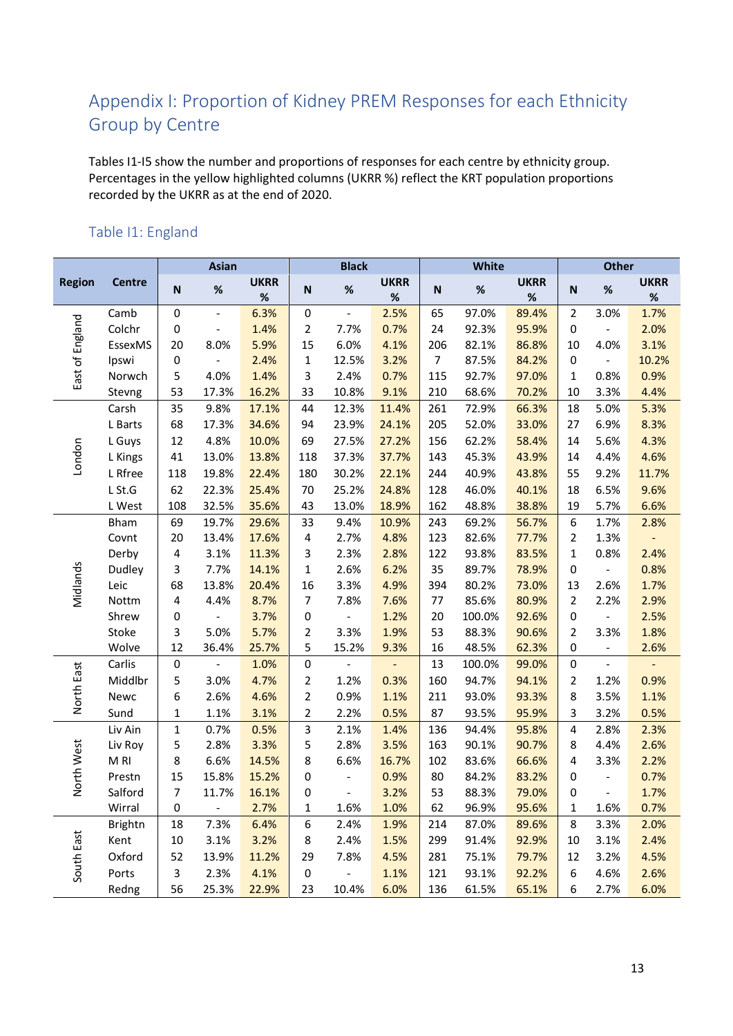## Appendix I: Proportion of Kidney PREM Responses for each Ethnicity Group by Centre

Tables I1-I5 show the number and proportions of responses for each centre by ethnicity group. Percentages in the yellow highlighted columns (UKRR %) reflect the KRT population proportions recorded by the UKRR as at the end of 2020.

### Table I1: England

| Region | Centre | Asian | | | Black | | | White | | | Other | | |
|---|---|---|---|---|---|---|---|---|---|---|---|---|---|
| | | N | % | UKRR % | N | % | UKRR % | N | % | UKRR % | N | % | UKRR % |
| East of England | Camb | 0 | - | 6.3% | 0 | - | 2.5% | 65 | 97.0% | 89.4% | 2 | 3.0% | 1.7% |
| | Colchr | 0 | - | 1.4% | 2 | 7.7% | 0.7% | 24 | 92.3% | 95.9% | 0 | - | 2.0% |
| | EssexMS | 20 | 8.0% | 5.9% | 15 | 6.0% | 4.1% | 206 | 82.1% | 86.8% | 10 | 4.0% | 3.1% |
| | Ipswi | 0 | - | 2.4% | 1 | 12.5% | 3.2% | 7 | 87.5% | 84.2% | 0 | - | 10.2% |
| | Norwch | 5 | 4.0% | 1.4% | 3 | 2.4% | 0.7% | 115 | 92.7% | 97.0% | 1 | 0.8% | 0.9% |
| | Stevng | 53 | 17.3% | 16.2% | 33 | 10.8% | 9.1% | 210 | 68.6% | 70.2% | 10 | 3.3% | 4.4% |
| London | Carsh | 35 | 9.8% | 17.1% | 44 | 12.3% | 11.4% | 261 | 72.9% | 66.3% | 18 | 5.0% | 5.3% |
| | L Barts | 68 | 17.3% | 34.6% | 94 | 23.9% | 24.1% | 205 | 52.0% | 33.0% | 27 | 6.9% | 8.3% |
| | L Guys | 12 | 4.8% | 10.0% | 69 | 27.5% | 27.2% | 156 | 62.2% | 58.4% | 14 | 5.6% | 4.3% |
| | L Kings | 41 | 13.0% | 13.8% | 118 | 37.3% | 37.7% | 143 | 45.3% | 43.9% | 14 | 4.4% | 4.6% |
| | L Rfree | 118 | 19.8% | 22.4% | 180 | 30.2% | 22.1% | 244 | 40.9% | 43.8% | 55 | 9.2% | 11.7% |
| | L St.G | 62 | 22.3% | 25.4% | 70 | 25.2% | 24.8% | 128 | 46.0% | 40.1% | 18 | 6.5% | 9.6% |
| | L West | 108 | 32.5% | 35.6% | 43 | 13.0% | 18.9% | 162 | 48.8% | 38.8% | 19 | 5.7% | 6.6% |
| Midlands | Bham | 69 | 19.7% | 29.6% | 33 | 9.4% | 10.9% | 243 | 69.2% | 56.7% | 6 | 1.7% | 2.8% |
| | Covnt | 20 | 13.4% | 17.6% | 4 | 2.7% | 4.8% | 123 | 82.6% | 77.7% | 2 | 1.3% | - |
| | Derby | 4 | 3.1% | 11.3% | 3 | 2.3% | 2.8% | 122 | 93.8% | 83.5% | 1 | 0.8% | 2.4% |
| | Dudley | 3 | 7.7% | 14.1% | 1 | 2.6% | 6.2% | 35 | 89.7% | 78.9% | 0 | - | 0.8% |
| | Leic | 68 | 13.8% | 20.4% | 16 | 3.3% | 4.9% | 394 | 80.2% | 73.0% | 13 | 2.6% | 1.7% |
| | Nottm | 4 | 4.4% | 8.7% | 7 | 7.8% | 7.6% | 77 | 85.6% | 80.9% | 2 | 2.2% | 2.9% |
| | Shrew | 0 | - | 3.7% | 0 | - | 1.2% | 20 | 100.0% | 92.6% | 0 | - | 2.5% |
| | Stoke | 3 | 5.0% | 5.7% | 2 | 3.3% | 1.9% | 53 | 88.3% | 90.6% | 2 | 3.3% | 1.8% |
| | Wolve | 12 | 36.4% | 25.7% | 5 | 15.2% | 9.3% | 16 | 48.5% | 62.3% | 0 | - | 2.6% |
| North East | Carlis | 0 | - | 1.0% | 0 | - | - | 13 | 100.0% | 99.0% | 0 | - | - |
| | Middlbr | 5 | 3.0% | 4.7% | 2 | 1.2% | 0.3% | 160 | 94.7% | 94.1% | 2 | 1.2% | 0.9% |
| | Newc | 6 | 2.6% | 4.6% | 2 | 0.9% | 1.1% | 211 | 93.0% | 93.3% | 8 | 3.5% | 1.1% |
| | Sund | 1 | 1.1% | 3.1% | 2 | 2.2% | 0.5% | 87 | 93.5% | 95.9% | 3 | 3.2% | 0.5% |
| North West | Liv Ain | 1 | 0.7% | 0.5% | 3 | 2.1% | 1.4% | 136 | 94.4% | 95.8% | 4 | 2.8% | 2.3% |
| | Liv Roy | 5 | 2.8% | 3.3% | 5 | 2.8% | 3.5% | 163 | 90.1% | 90.7% | 8 | 4.4% | 2.6% |
| | M RI | 8 | 6.6% | 14.5% | 8 | 6.6% | 16.7% | 102 | 83.6% | 66.6% | 4 | 3.3% | 2.2% |
| | Prestn | 15 | 15.8% | 15.2% | 0 | - | 0.9% | 80 | 84.2% | 83.2% | 0 | - | 0.7% |
| | Salford | 7 | 11.7% | 16.1% | 0 | - | 3.2% | 53 | 88.3% | 79.0% | 0 | - | 1.7% |
| | Wirral | 0 | - | 2.7% | 1 | 1.6% | 1.0% | 62 | 96.9% | 95.6% | 1 | 1.6% | 0.7% |
| South East | Brightn | 18 | 7.3% | 6.4% | 6 | 2.4% | 1.9% | 214 | 87.0% | 89.6% | 8 | 3.3% | 2.0% |
| | Kent | 10 | 3.1% | 3.2% | 8 | 2.4% | 1.5% | 299 | 91.4% | 92.9% | 10 | 3.1% | 2.4% |
| | Oxford | 52 | 13.9% | 11.2% | 29 | 7.8% | 4.5% | 281 | 75.1% | 79.7% | 12 | 3.2% | 4.5% |
| | Ports | 3 | 2.3% | 4.1% | 0 | - | 1.1% | 121 | 93.1% | 92.2% | 6 | 4.6% | 2.6% |
| | Redng | 56 | 25.3% | 22.9% | 23 | 10.4% | 6.0% | 136 | 61.5% | 65.1% | 6 | 2.7% | 6.0% |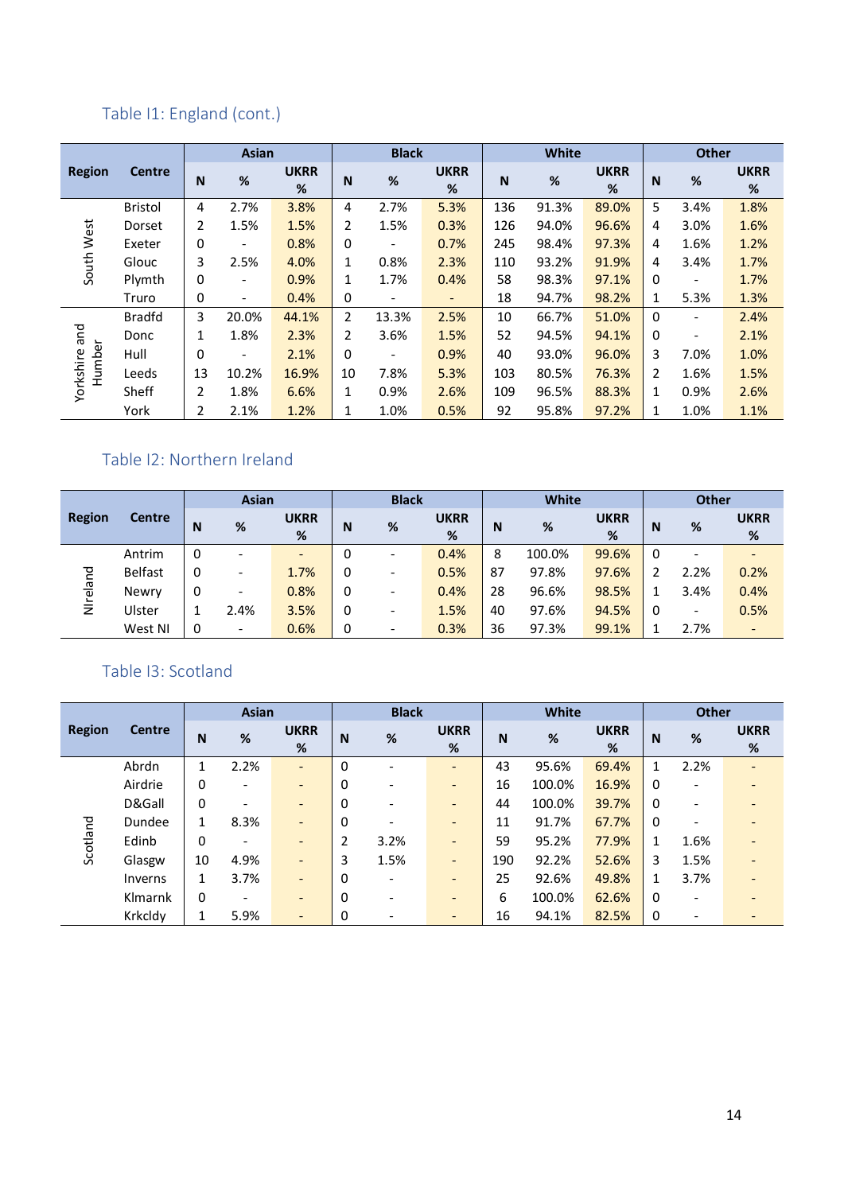## Table I1: England (cont.)

| Region | Centre | Asian | | | Black | | | White | | | Other | | |
|---|---|---|---|---|---|---|---|---|---|---|---|---|---|
| | | N | % | UKRR % | N | % | UKRR % | N | % | UKRR % | N | % | UKRR % |
| South West | Bristol | 4 | 2.7% | 3.8% | 4 | 2.7% | 5.3% | 136 | 91.3% | 89.0% | 5 | 3.4% | 1.8% |
| | Dorset | 2 | 1.5% | 1.5% | 2 | 1.5% | 0.3% | 126 | 94.0% | 96.6% | 4 | 3.0% | 1.6% |
| | Exeter | 0 | - | 0.8% | 0 | - | 0.7% | 245 | 98.4% | 97.3% | 4 | 1.6% | 1.2% |
| | Glouc | 3 | 2.5% | 4.0% | 1 | 0.8% | 2.3% | 110 | 93.2% | 91.9% | 4 | 3.4% | 1.7% |
| | Plymth | 0 | - | 0.9% | 1 | 1.7% | 0.4% | 58 | 98.3% | 97.1% | 0 | - | 1.7% |
| | Truro | 0 | - | 0.4% | 0 | - | - | 18 | 94.7% | 98.2% | 1 | 5.3% | 1.3% |
| Yorkshire and Humber | Bradfd | 3 | 20.0% | 44.1% | 2 | 13.3% | 2.5% | 10 | 66.7% | 51.0% | 0 | - | 2.4% |
| | Donc | 1 | 1.8% | 2.3% | 2 | 3.6% | 1.5% | 52 | 94.5% | 94.1% | 0 | - | 2.1% |
| | Hull | 0 | - | 2.1% | 0 | - | 0.9% | 40 | 93.0% | 96.0% | 3 | 7.0% | 1.0% |
| | Leeds | 13 | 10.2% | 16.9% | 10 | 7.8% | 5.3% | 103 | 80.5% | 76.3% | 2 | 1.6% | 1.5% |
| | Sheff | 2 | 1.8% | 6.6% | 1 | 0.9% | 2.6% | 109 | 96.5% | 88.3% | 1 | 0.9% | 2.6% |
| | York | 2 | 2.1% | 1.2% | 1 | 1.0% | 0.5% | 92 | 95.8% | 97.2% | 1 | 1.0% | 1.1% |

## Table I2: Northern Ireland

| Region | Centre | Asian | | | Black | | | White | | | Other | | |
|---|---|---|---|---|---|---|---|---|---|---|---|---|---|
| | | N | % | UKRR % | N | % | UKRR % | N | % | UKRR % | N | % | UKRR % |
| NIreland | Antrim | 0 | - | - | 0 | - | 0.4% | 8 | 100.0% | 99.6% | 0 | - | - |
| | Belfast | 0 | - | 1.7% | 0 | - | 0.5% | 87 | 97.8% | 97.6% | 2 | 2.2% | 0.2% |
| | Newry | 0 | - | 0.8% | 0 | - | 0.4% | 28 | 96.6% | 98.5% | 1 | 3.4% | 0.4% |
| | Ulster | 1 | 2.4% | 3.5% | 0 | - | 1.5% | 40 | 97.6% | 94.5% | 0 | - | 0.5% |
| | West NI | 0 | - | 0.6% | 0 | - | 0.3% | 36 | 97.3% | 99.1% | 1 | 2.7% | - |

## Table I3: Scotland

| Region | Centre | Asian | | | Black | | | White | | | Other | | |
|---|---|---|---|---|---|---|---|---|---|---|---|---|---|
| | | N | % | UKRR % | N | % | UKRR % | N | % | UKRR % | N | % | UKRR % |
| Scotland | Abrdn | 1 | 2.2% | - | 0 | - | - | 43 | 95.6% | 69.4% | 1 | 2.2% | - |
| | Airdrie | 0 | - | - | 0 | - | - | 16 | 100.0% | 16.9% | 0 | - | - |
| | D&Gall | 0 | - | - | 0 | - | - | 44 | 100.0% | 39.7% | 0 | - | - |
| | Dundee | 1 | 8.3% | - | 0 | - | - | 11 | 91.7% | 67.7% | 0 | - | - |
| | Edinb | 0 | - | - | 2 | 3.2% | - | 59 | 95.2% | 77.9% | 1 | 1.6% | - |
| | Glasgw | 10 | 4.9% | - | 3 | 1.5% | - | 190 | 92.2% | 52.6% | 3 | 1.5% | - |
| | Inverns | 1 | 3.7% | - | 0 | - | - | 25 | 92.6% | 49.8% | 1 | 3.7% | - |
| | Klmarnk | 0 | - | - | 0 | - | - | 6 | 100.0% | 62.6% | 0 | - | - |
| | Krkcldy | 1 | 5.9% | - | 0 | - | - | 16 | 94.1% | 82.5% | 0 | - | - |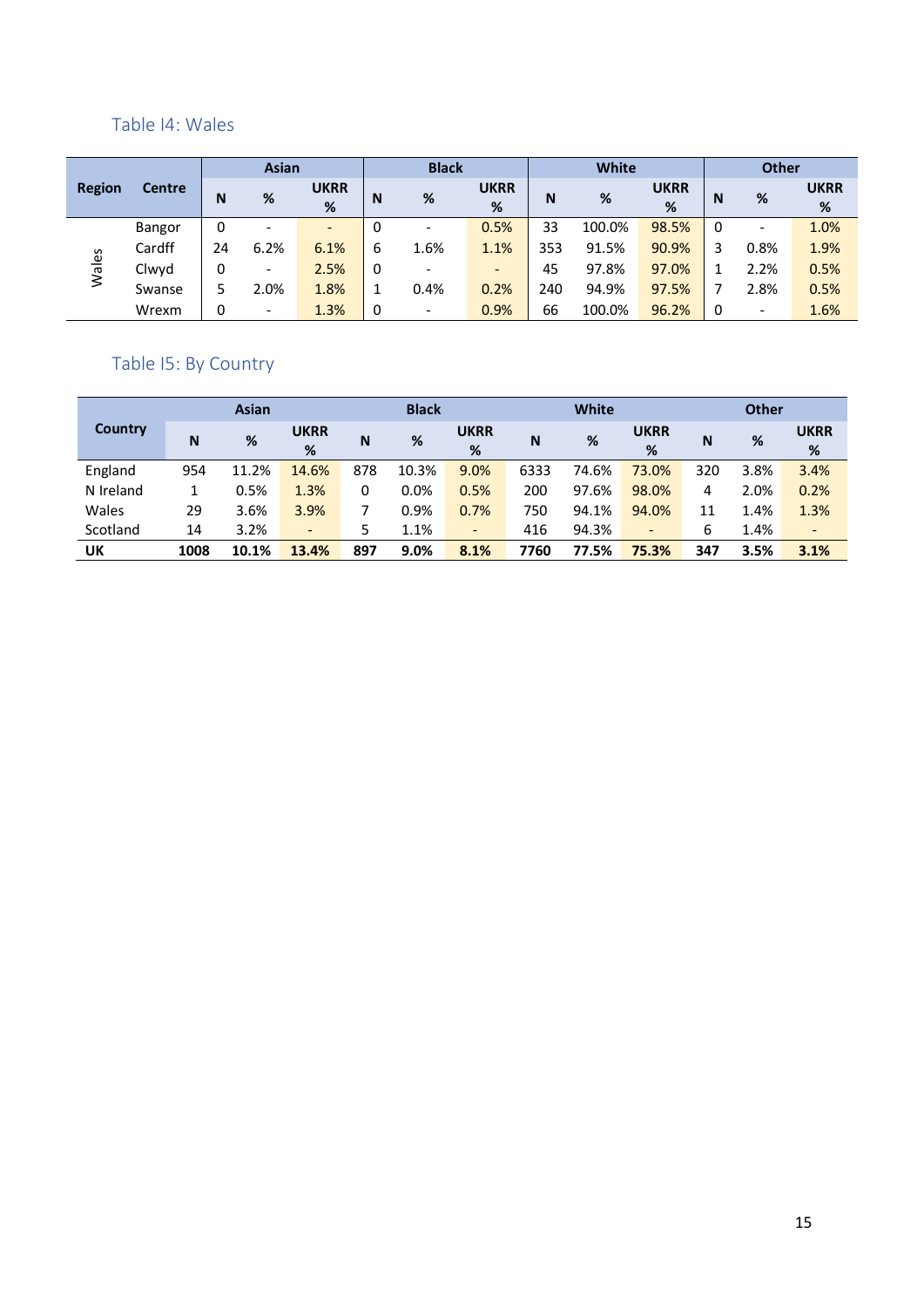### Table I4: Wales

| Region | Centre | Asian | | | Black | | | White | | | Other | | |
|---|---|---|---|---|---|---|---|---|---|---|---|---|---|
| | | N | % | UKRR % | N | % | UKRR % | N | % | UKRR % | N | % | UKRR % |
| Wales | Bangor | 0 | - | - | 0 | - | 0.5% | 33 | 100.0% | 98.5% | 0 | - | 1.0% |
| | Cardff | 24 | 6.2% | 6.1% | 6 | 1.6% | 1.1% | 353 | 91.5% | 90.9% | 3 | 0.8% | 1.9% |
| | Clwyd | 0 | - | 2.5% | 0 | - | - | 45 | 97.8% | 97.0% | 1 | 2.2% | 0.5% |
| | Swanse | 5 | 2.0% | 1.8% | 1 | 0.4% | 0.2% | 240 | 94.9% | 97.5% | 7 | 2.8% | 0.5% |
| | Wrexm | 0 | - | 1.3% | 0 | - | 0.9% | 66 | 100.0% | 96.2% | 0 | - | 1.6% |

### Table I5: By Country

| Country | Asian | | | Black | | | White | | | Other | | |
|---|---|---|---|---|---|---|---|---|---|---|---|---|
| | N | % | UKRR % | N | % | UKRR % | N | % | UKRR % | N | % | UKRR % |
| England | 954 | 11.2% | 14.6% | 878 | 10.3% | 9.0% | 6333 | 74.6% | 73.0% | 320 | 3.8% | 3.4% |
| N Ireland | 1 | 0.5% | 1.3% | 0 | 0.0% | 0.5% | 200 | 97.6% | 98.0% | 4 | 2.0% | 0.2% |
| Wales | 29 | 3.6% | 3.9% | 7 | 0.9% | 0.7% | 750 | 94.1% | 94.0% | 11 | 1.4% | 1.3% |
| Scotland | 14 | 3.2% | - | 5 | 1.1% | - | 416 | 94.3% | - | 6 | 1.4% | - |
| **UK** | **1008** | **10.1%** | **13.4%** | **897** | **9.0%** | **8.1%** | **7760** | **77.5%** | **75.3%** | **347** | **3.5%** | **3.1%** |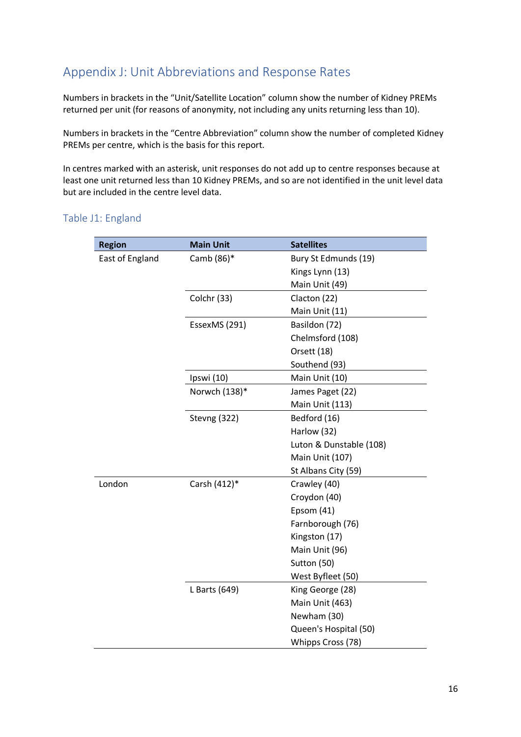## Appendix J: Unit Abbreviations and Response Rates

Numbers in brackets in the "Unit/Satellite Location" column show the number of Kidney PREMs returned per unit (for reasons of anonymity, not including any units returning less than 10).

Numbers in brackets in the "Centre Abbreviation" column show the number of completed Kidney PREMs per centre, which is the basis for this report.

In centres marked with an asterisk, unit responses do not add up to centre responses because at least one unit returned less than 10 Kidney PREMs, and so are not identified in the unit level data but are included in the centre level data.

### Table J1: England

| Region | Main Unit | Satellites |
|---|---|---|
| East of England | Camb (86)* | Bury St Edmunds (19) |
| | | Kings Lynn (13) |
| | | Main Unit (49) |
| | Colchr (33) | Clacton (22) |
| | | Main Unit (11) |
| | EssexMS (291) | Basildon (72) |
| | | Chelmsford (108) |
| | | Orsett (18) |
| | | Southend (93) |
| | Ipswi (10) | Main Unit (10) |
| | Norwch (138)* | James Paget (22) |
| | | Main Unit (113) |
| | Stevng (322) | Bedford (16) |
| | | Harlow (32) |
| | | Luton & Dunstable (108) |
| | | Main Unit (107) |
| | | St Albans City (59) |
| London | Carsh (412)* | Crawley (40) |
| | | Croydon (40) |
| | | Epsom (41) |
| | | Farnborough (76) |
| | | Kingston (17) |
| | | Main Unit (96) |
| | | Sutton (50) |
| | | West Byfleet (50) |
| | L Barts (649) | King George (28) |
| | | Main Unit (463) |
| | | Newham (30) |
| | | Queen's Hospital (50) |
| | | Whipps Cross (78) |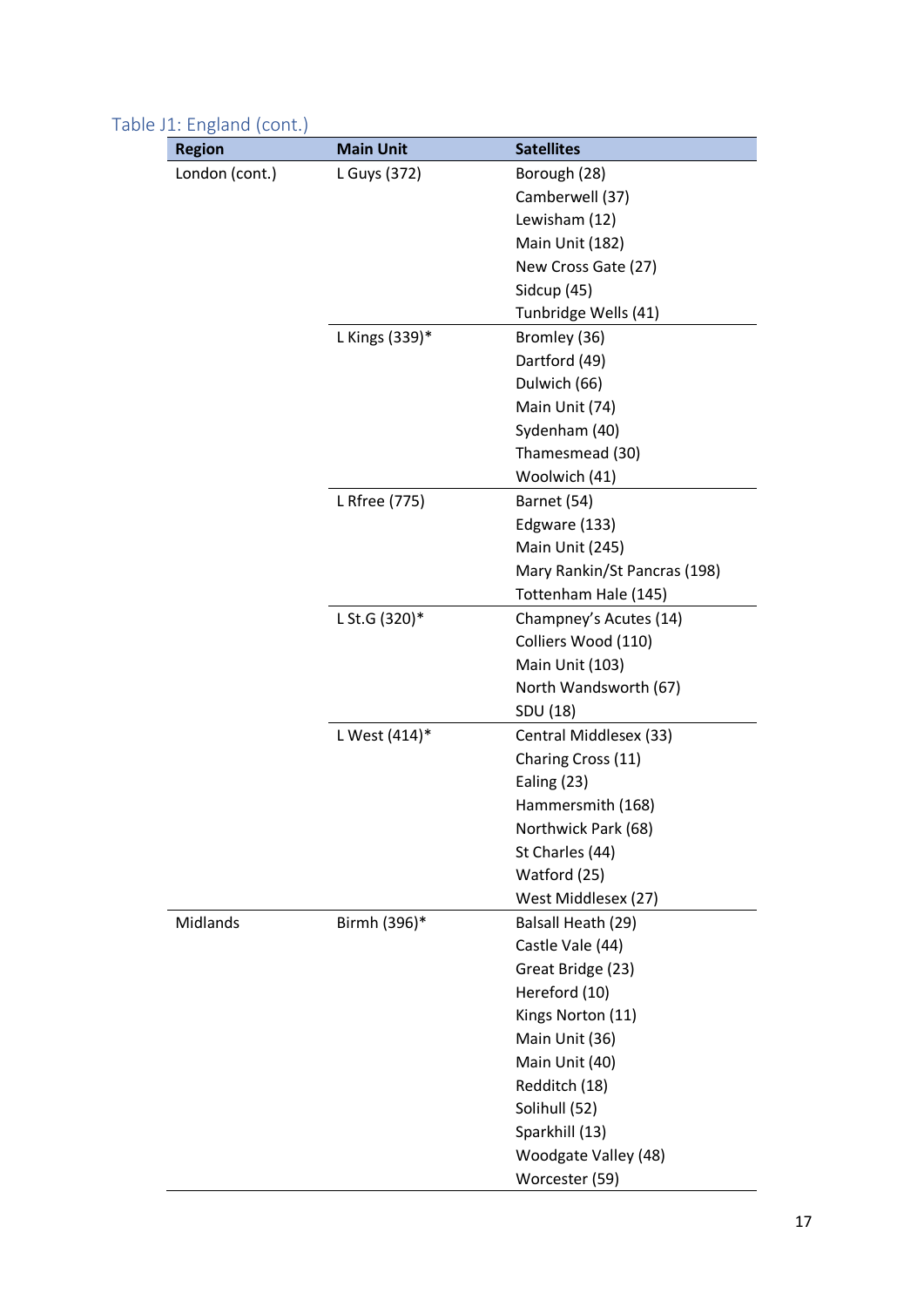Table J1: England (cont.)

| Region | Main Unit | Satellites |
|---|---|---|
| London (cont.) | L Guys (372) | Borough (28) |
| | | Camberwell (37) |
| | | Lewisham (12) |
| | | Main Unit (182) |
| | | New Cross Gate (27) |
| | | Sidcup (45) |
| | | Tunbridge Wells (41) |
| | L Kings (339)* | Bromley (36) |
| | | Dartford (49) |
| | | Dulwich (66) |
| | | Main Unit (74) |
| | | Sydenham (40) |
| | | Thamesmead (30) |
| | | Woolwich (41) |
| | L Rfree (775) | Barnet (54) |
| | | Edgware (133) |
| | | Main Unit (245) |
| | | Mary Rankin/St Pancras (198) |
| | | Tottenham Hale (145) |
| | L St.G (320)* | Champney's Acutes (14) |
| | | Colliers Wood (110) |
| | | Main Unit (103) |
| | | North Wandsworth (67) |
| | | SDU (18) |
| | L West (414)* | Central Middlesex (33) |
| | | Charing Cross (11) |
| | | Ealing (23) |
| | | Hammersmith (168) |
| | | Northwick Park (68) |
| | | St Charles (44) |
| | | Watford (25) |
| | | West Middlesex (27) |
| Midlands | Birmh (396)* | Balsall Heath (29) |
| | | Castle Vale (44) |
| | | Great Bridge (23) |
| | | Hereford (10) |
| | | Kings Norton (11) |
| | | Main Unit (36) |
| | | Main Unit (40) |
| | | Redditch (18) |
| | | Solihull (52) |
| | | Sparkhill (13) |
| | | Woodgate Valley (48) |
| | | Worcester (59) |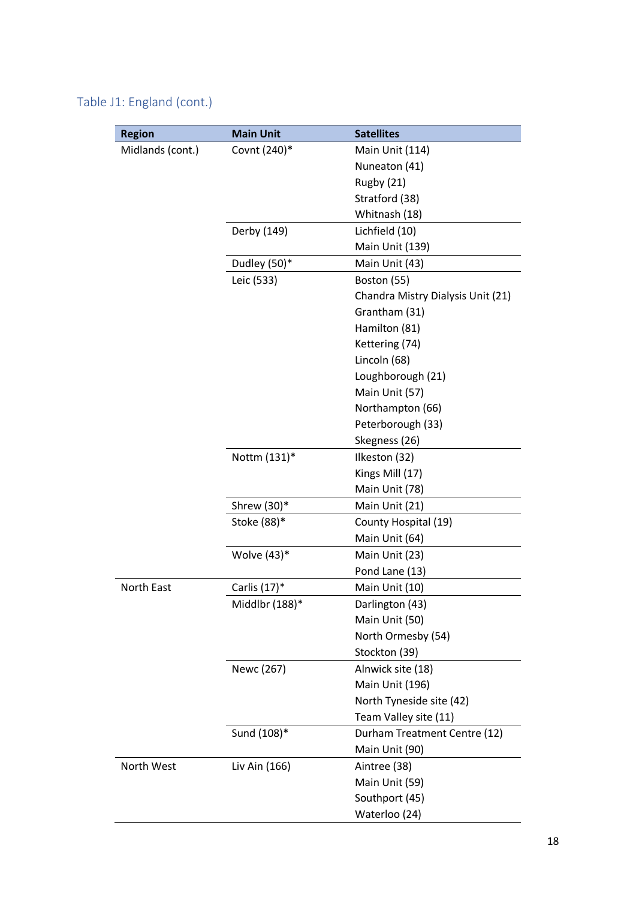Table J1: England (cont.)

| Region | Main Unit | Satellites |
|---|---|---|
| Midlands (cont.) | Covnt (240)* | Main Unit (114) |
| | | Nuneaton (41) |
| | | Rugby (21) |
| | | Stratford (38) |
| | | Whitnash (18) |
| | Derby (149) | Lichfield (10) |
| | | Main Unit (139) |
| | Dudley (50)* | Main Unit (43) |
| | Leic (533) | Boston (55) |
| | | Chandra Mistry Dialysis Unit (21) |
| | | Grantham (31) |
| | | Hamilton (81) |
| | | Kettering (74) |
| | | Lincoln (68) |
| | | Loughborough (21) |
| | | Main Unit (57) |
| | | Northampton (66) |
| | | Peterborough (33) |
| | | Skegness (26) |
| | Nottm (131)* | Ilkeston (32) |
| | | Kings Mill (17) |
| | | Main Unit (78) |
| | Shrew (30)* | Main Unit (21) |
| | Stoke (88)* | County Hospital (19) |
| | | Main Unit (64) |
| | Wolve (43)* | Main Unit (23) |
| | | Pond Lane (13) |
| North East | Carlis (17)* | Main Unit (10) |
| | Middlbr (188)* | Darlington (43) |
| | | Main Unit (50) |
| | | North Ormesby (54) |
| | | Stockton (39) |
| | Newc (267) | Alnwick site (18) |
| | | Main Unit (196) |
| | | North Tyneside site (42) |
| | | Team Valley site (11) |
| | Sund (108)* | Durham Treatment Centre (12) |
| | | Main Unit (90) |
| North West | Liv Ain (166) | Aintree (38) |
| | | Main Unit (59) |
| | | Southport (45) |
| | | Waterloo (24) |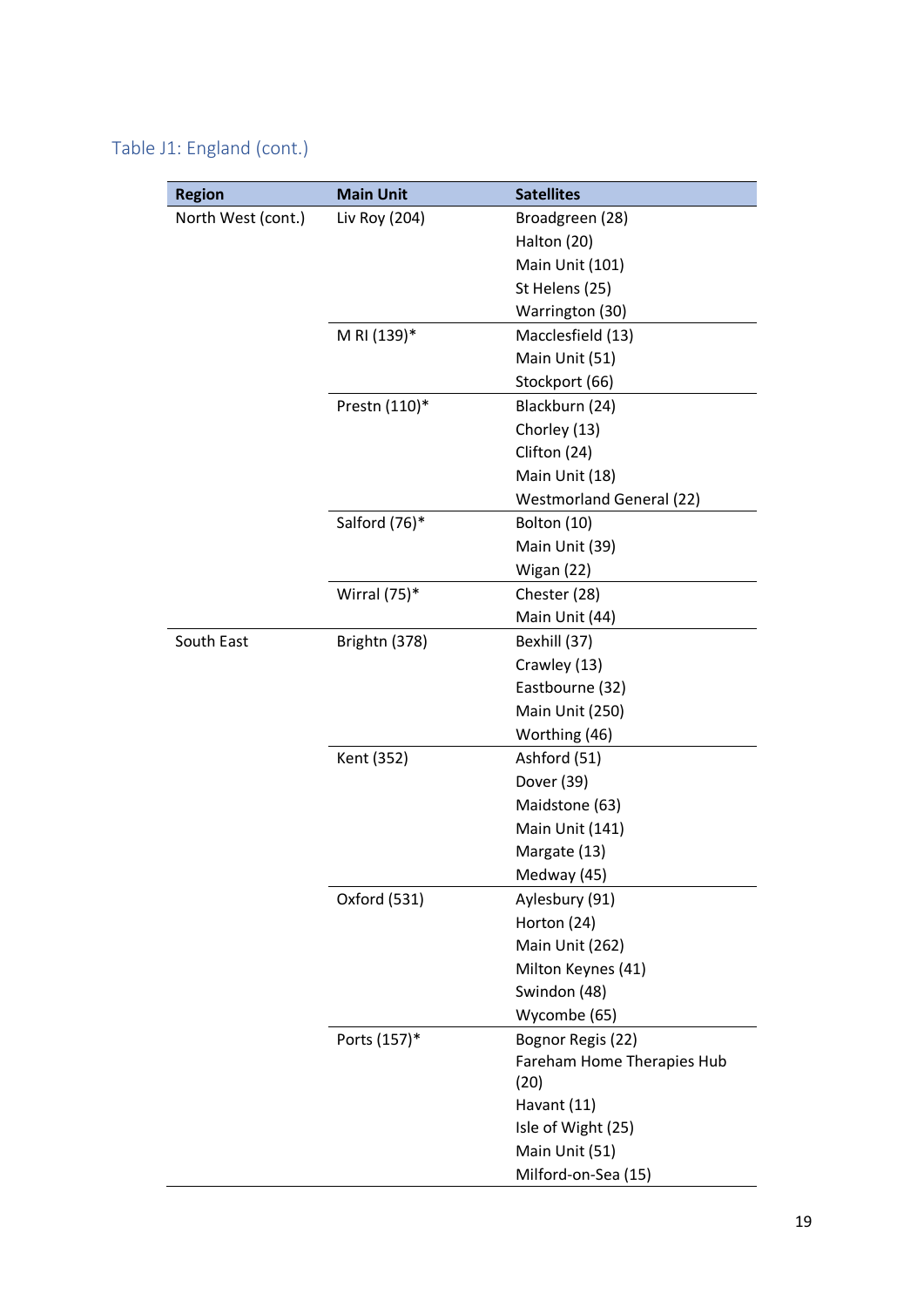### Table J1: England (cont.)

| Region | Main Unit | Satellites |
|---|---|---|
| North West (cont.) | Liv Roy (204) | Broadgreen (28) |
| | | Halton (20) |
| | | Main Unit (101) |
| | | St Helens (25) |
| | | Warrington (30) |
| | M RI (139)* | Macclesfield (13) |
| | | Main Unit (51) |
| | | Stockport (66) |
| | Prestn (110)* | Blackburn (24) |
| | | Chorley (13) |
| | | Clifton (24) |
| | | Main Unit (18) |
| | | Westmorland General (22) |
| | Salford (76)* | Bolton (10) |
| | | Main Unit (39) |
| | | Wigan (22) |
| | Wirral (75)* | Chester (28) |
| | | Main Unit (44) |
| South East | Brightn (378) | Bexhill (37) |
| | | Crawley (13) |
| | | Eastbourne (32) |
| | | Main Unit (250) |
| | | Worthing (46) |
| | Kent (352) | Ashford (51) |
| | | Dover (39) |
| | | Maidstone (63) |
| | | Main Unit (141) |
| | | Margate (13) |
| | | Medway (45) |
| | Oxford (531) | Aylesbury (91) |
| | | Horton (24) |
| | | Main Unit (262) |
| | | Milton Keynes (41) |
| | | Swindon (48) |
| | | Wycombe (65) |
| | Ports (157)* | Bognor Regis (22) |
| | | Fareham Home Therapies Hub (20) |
| | | Havant (11) |
| | | Isle of Wight (25) |
| | | Main Unit (51) |
| | | Milford-on-Sea (15) |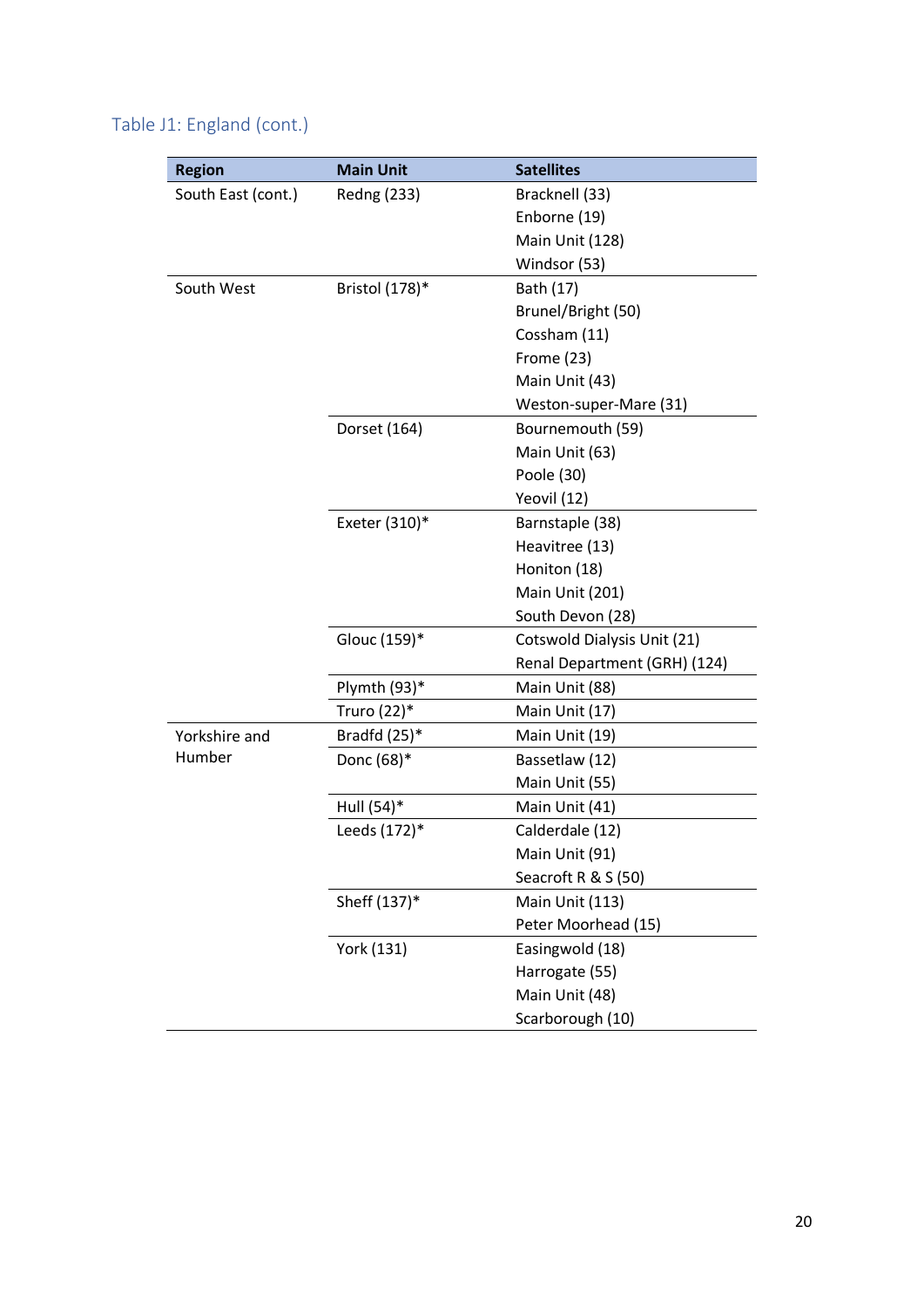Table J1: England (cont.)

| Region | Main Unit | Satellites |
|---|---|---|
| South East (cont.) | Redng (233) | Bracknell (33) |
| | | Enborne (19) |
| | | Main Unit (128) |
| | | Windsor (53) |
| South West | Bristol (178)* | Bath (17) |
| | | Brunel/Bright (50) |
| | | Cossham (11) |
| | | Frome (23) |
| | | Main Unit (43) |
| | | Weston-super-Mare (31) |
| | Dorset (164) | Bournemouth (59) |
| | | Main Unit (63) |
| | | Poole (30) |
| | | Yeovil (12) |
| | Exeter (310)* | Barnstaple (38) |
| | | Heavitree (13) |
| | | Honiton (18) |
| | | Main Unit (201) |
| | | South Devon (28) |
| | Glouc (159)* | Cotswold Dialysis Unit (21) |
| | | Renal Department (GRH) (124) |
| | Plymth (93)* | Main Unit (88) |
| | Truro (22)* | Main Unit (17) |
| Yorkshire and Humber | Bradfd (25)* | Main Unit (19) |
| | Donc (68)* | Bassetlaw (12) |
| | | Main Unit (55) |
| | Hull (54)* | Main Unit (41) |
| | Leeds (172)* | Calderdale (12) |
| | | Main Unit (91) |
| | | Seacroft R & S (50) |
| | Sheff (137)* | Main Unit (113) |
| | | Peter Moorhead (15) |
| | York (131) | Easingwold (18) |
| | | Harrogate (55) |
| | | Main Unit (48) |
| | | Scarborough (10) |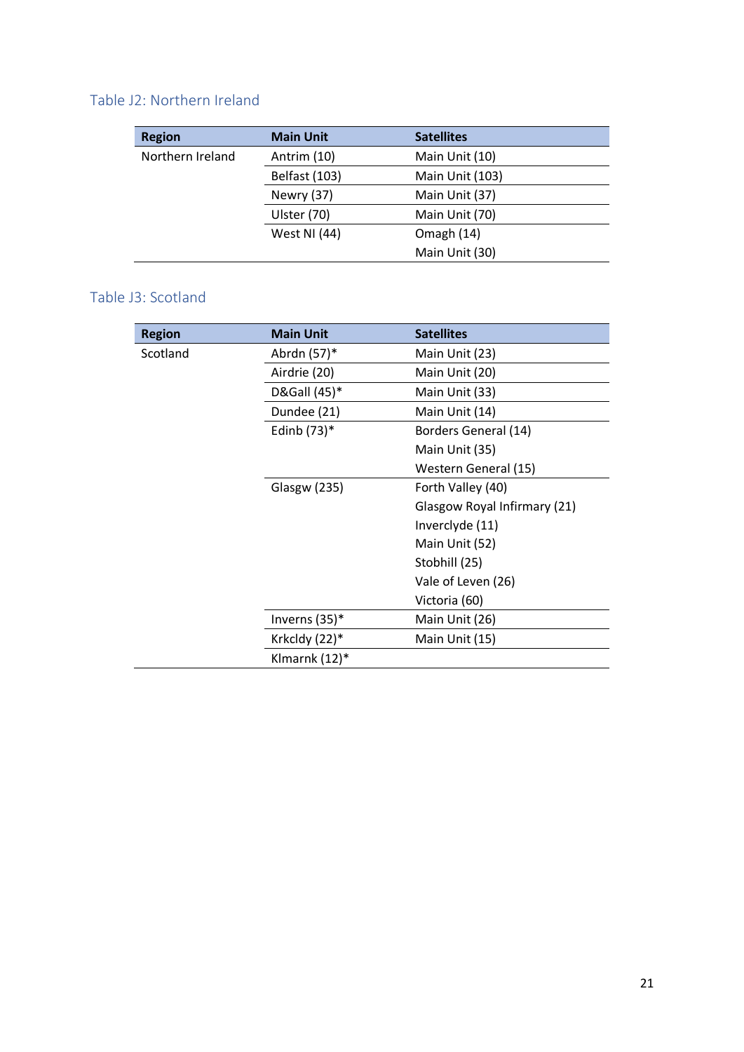### Table J2: Northern Ireland

| Region | Main Unit | Satellites |
|---|---|---|
| Northern Ireland | Antrim (10) | Main Unit (10) |
| | Belfast (103) | Main Unit (103) |
| | Newry (37) | Main Unit (37) |
| | Ulster (70) | Main Unit (70) |
| | West NI (44) | Omagh (14) |
| | | Main Unit (30) |

### Table J3: Scotland

| Region | Main Unit | Satellites |
|---|---|---|
| Scotland | Abrdn (57)* | Main Unit (23) |
| | Airdrie (20) | Main Unit (20) |
| | D&Gall (45)* | Main Unit (33) |
| | Dundee (21) | Main Unit (14) |
| | Edinb (73)* | Borders General (14) |
| | | Main Unit (35) |
| | | Western General (15) |
| | Glasgw (235) | Forth Valley (40) |
| | | Glasgow Royal Infirmary (21) |
| | | Inverclyde (11) |
| | | Main Unit (52) |
| | | Stobhill (25) |
| | | Vale of Leven (26) |
| | | Victoria (60) |
| | Inverns (35)* | Main Unit (26) |
| | Krkcldy (22)* | Main Unit (15) |
| | Klmarnk (12)* | |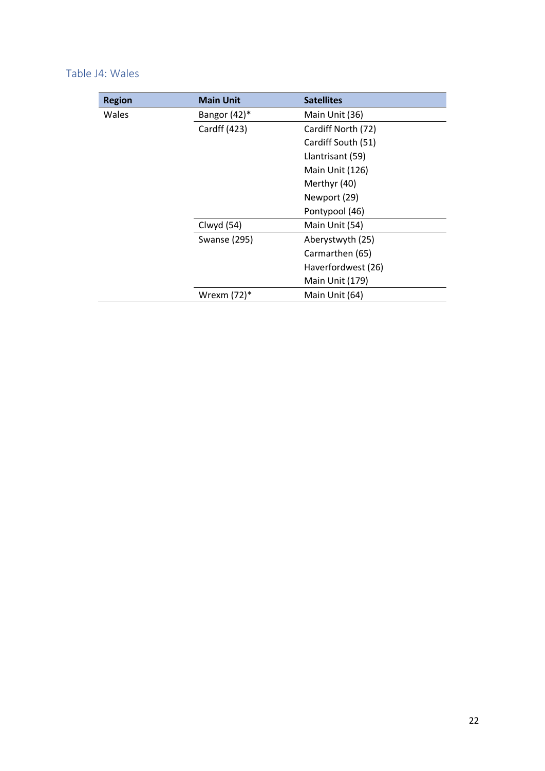### Table J4: Wales

| Region | Main Unit | Satellites |
|---|---|---|
| Wales | Bangor (42)* | Main Unit (36) |
| | Cardff (423) | Cardiff North (72) |
| | | Cardiff South (51) |
| | | Llantrisant (59) |
| | | Main Unit (126) |
| | | Merthyr (40) |
| | | Newport (29) |
| | | Pontypool (46) |
| | Clwyd (54) | Main Unit (54) |
| | Swanse (295) | Aberystwyth (25) |
| | | Carmarthen (65) |
| | | Haverfordwest (26) |
| | | Main Unit (179) |
| | Wrexm (72)* | Main Unit (64) |